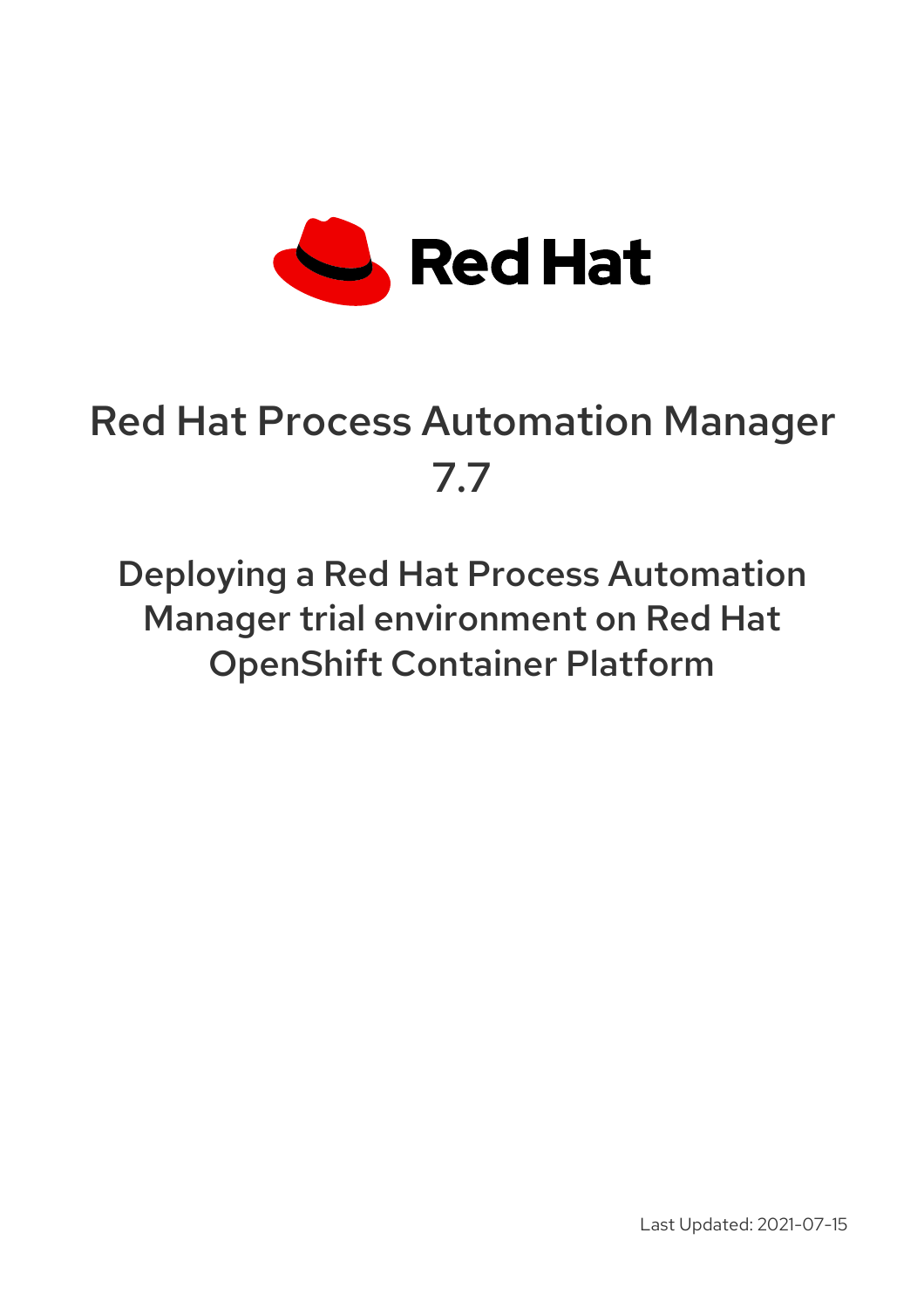# Red Hat Process Automation Manager 7.7

## Deploying a Red Hat Process Automation Manager trial environment on Red Hat OpenShift Container Platform

Last Updated: 2021-07-15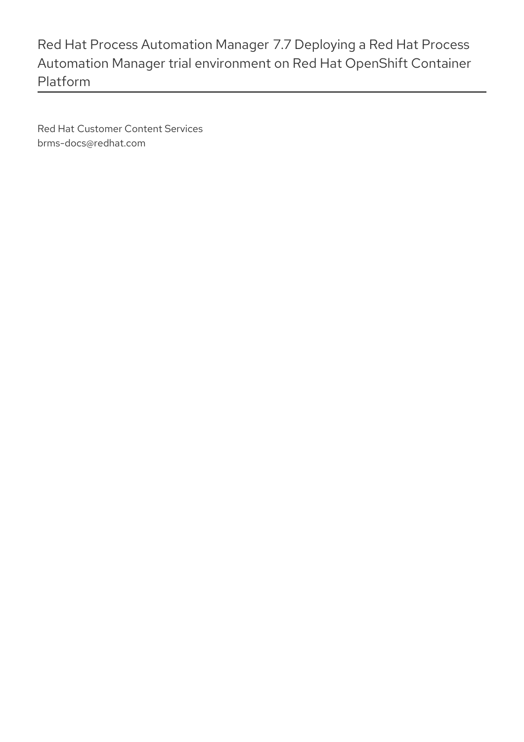# Red Hat Process Automation Manager 7.7 Deploying a Red Hat Process Automation Manager trial environment on Red Hat OpenShift Container Platform

Red Hat Customer Content Services
brms-docs@redhat.com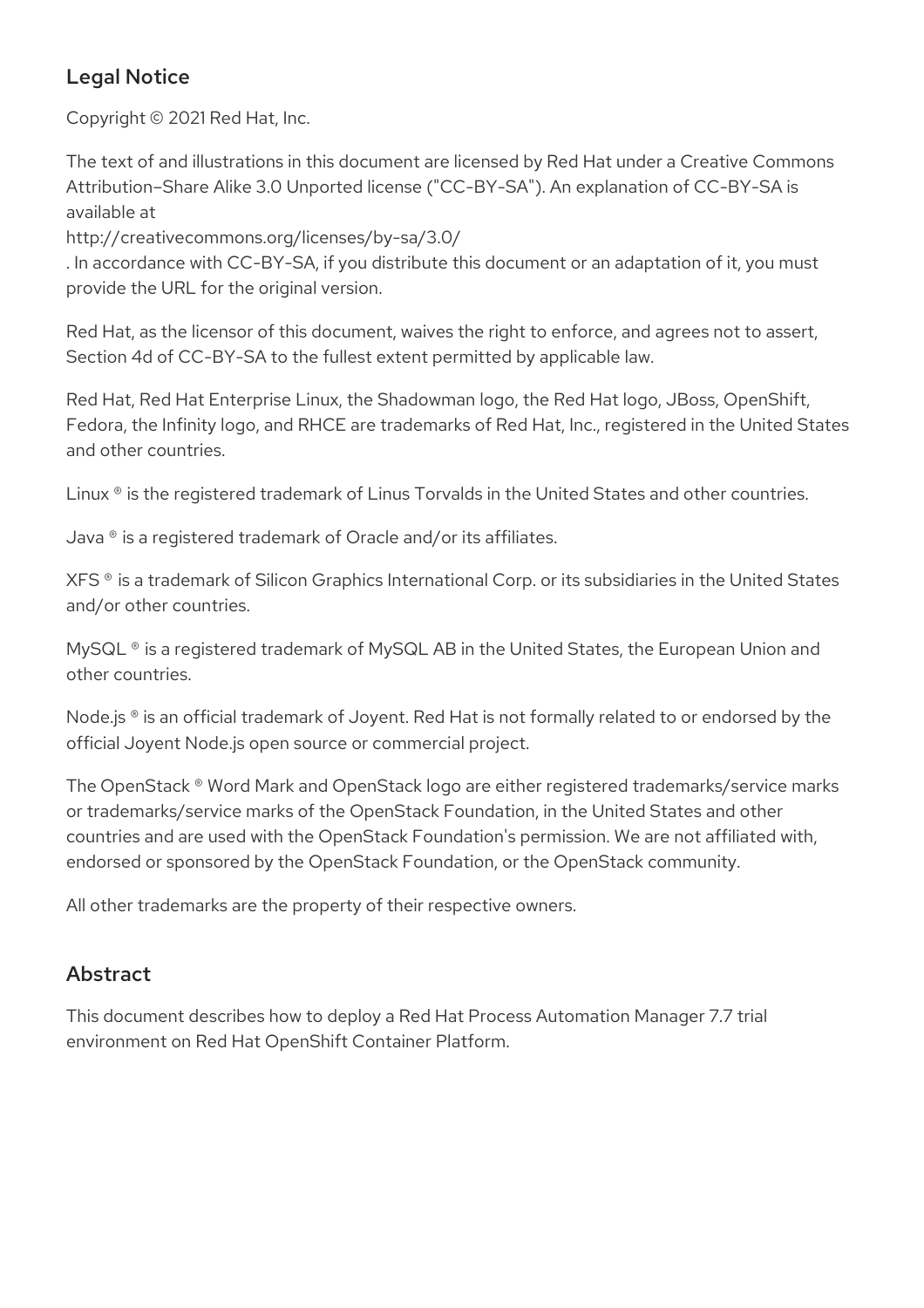## Legal Notice

Copyright © 2021 Red Hat, Inc.

The text of and illustrations in this document are licensed by Red Hat under a Creative Commons Attribution–Share Alike 3.0 Unported license ("CC-BY-SA"). An explanation of CC-BY-SA is available at
http://creativecommons.org/licenses/by-sa/3.0/
. In accordance with CC-BY-SA, if you distribute this document or an adaptation of it, you must provide the URL for the original version.

Red Hat, as the licensor of this document, waives the right to enforce, and agrees not to assert, Section 4d of CC-BY-SA to the fullest extent permitted by applicable law.

Red Hat, Red Hat Enterprise Linux, the Shadowman logo, the Red Hat logo, JBoss, OpenShift, Fedora, the Infinity logo, and RHCE are trademarks of Red Hat, Inc., registered in the United States and other countries.

Linux ® is the registered trademark of Linus Torvalds in the United States and other countries.

Java ® is a registered trademark of Oracle and/or its affiliates.

XFS ® is a trademark of Silicon Graphics International Corp. or its subsidiaries in the United States and/or other countries.

MySQL ® is a registered trademark of MySQL AB in the United States, the European Union and other countries.

Node.js ® is an official trademark of Joyent. Red Hat is not formally related to or endorsed by the official Joyent Node.js open source or commercial project.

The OpenStack ® Word Mark and OpenStack logo are either registered trademarks/service marks or trademarks/service marks of the OpenStack Foundation, in the United States and other countries and are used with the OpenStack Foundation's permission. We are not affiliated with, endorsed or sponsored by the OpenStack Foundation, or the OpenStack community.

All other trademarks are the property of their respective owners.

## Abstract

This document describes how to deploy a Red Hat Process Automation Manager 7.7 trial environment on Red Hat OpenShift Container Platform.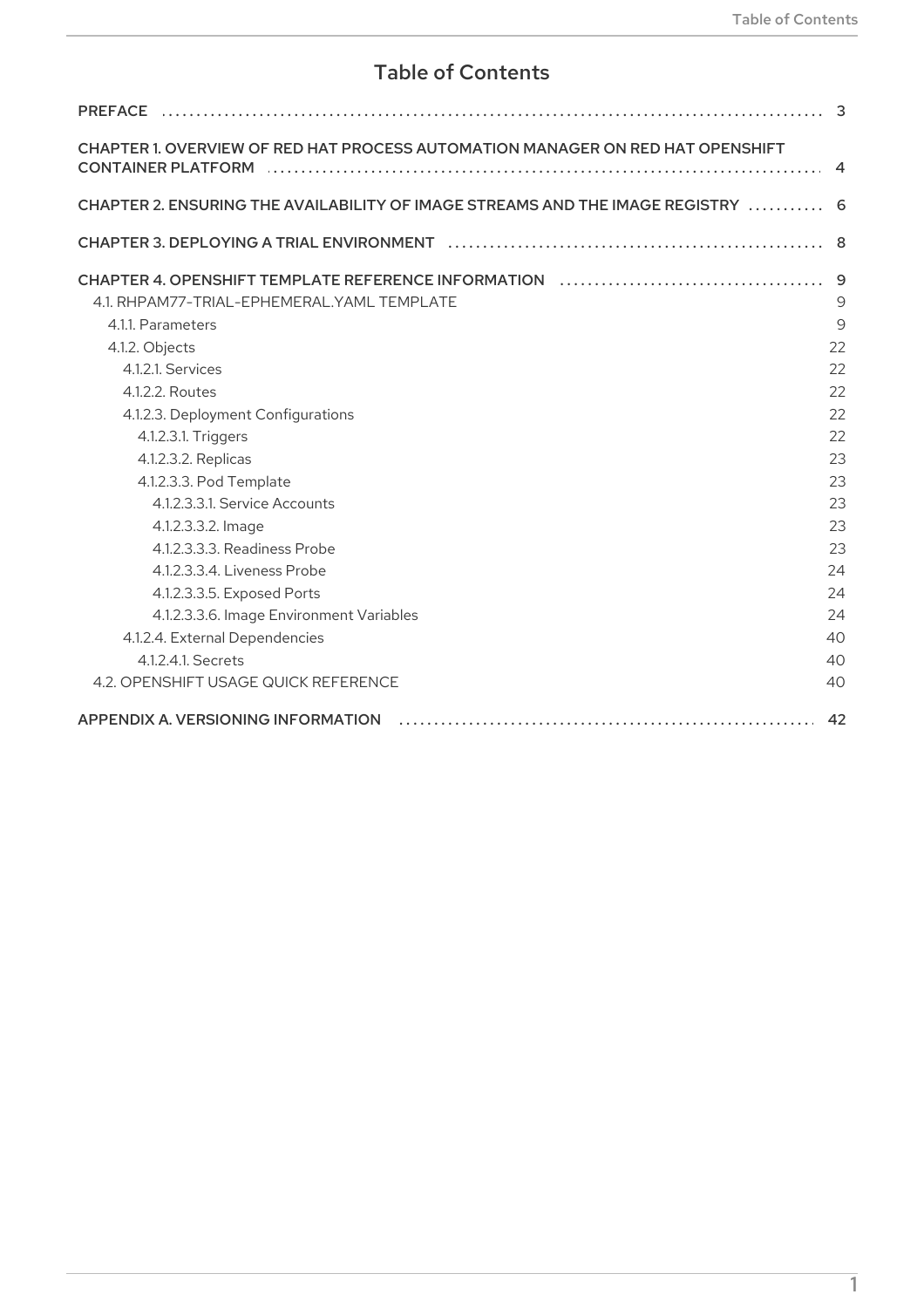# Table of Contents

PREFACE 3

CHAPTER 1. OVERVIEW OF RED HAT PROCESS AUTOMATION MANAGER ON RED HAT OPENSHIFT CONTAINER PLATFORM 4

CHAPTER 2. ENSURING THE AVAILABILITY OF IMAGE STREAMS AND THE IMAGE REGISTRY 6

CHAPTER 3. DEPLOYING A TRIAL ENVIRONMENT 8

CHAPTER 4. OPENSHIFT TEMPLATE REFERENCE INFORMATION 9

- 4.1. RHPAM77-TRIAL-EPHEMERAL.YAML TEMPLATE 9
  - 4.1.1. Parameters 9
  - 4.1.2. Objects 22
    - 4.1.2.1. Services 22
    - 4.1.2.2. Routes 22
    - 4.1.2.3. Deployment Configurations 22
      - 4.1.2.3.1. Triggers 22
      - 4.1.2.3.2. Replicas 23
      - 4.1.2.3.3. Pod Template 23
        - 4.1.2.3.3.1. Service Accounts 23
        - 4.1.2.3.3.2. Image 23
        - 4.1.2.3.3.3. Readiness Probe 23
        - 4.1.2.3.3.4. Liveness Probe 24
        - 4.1.2.3.3.5. Exposed Ports 24
        - 4.1.2.3.3.6. Image Environment Variables 24
    - 4.1.2.4. External Dependencies 40
      - 4.1.2.4.1. Secrets 40
- 4.2. OPENSHIFT USAGE QUICK REFERENCE 40

APPENDIX A. VERSIONING INFORMATION 42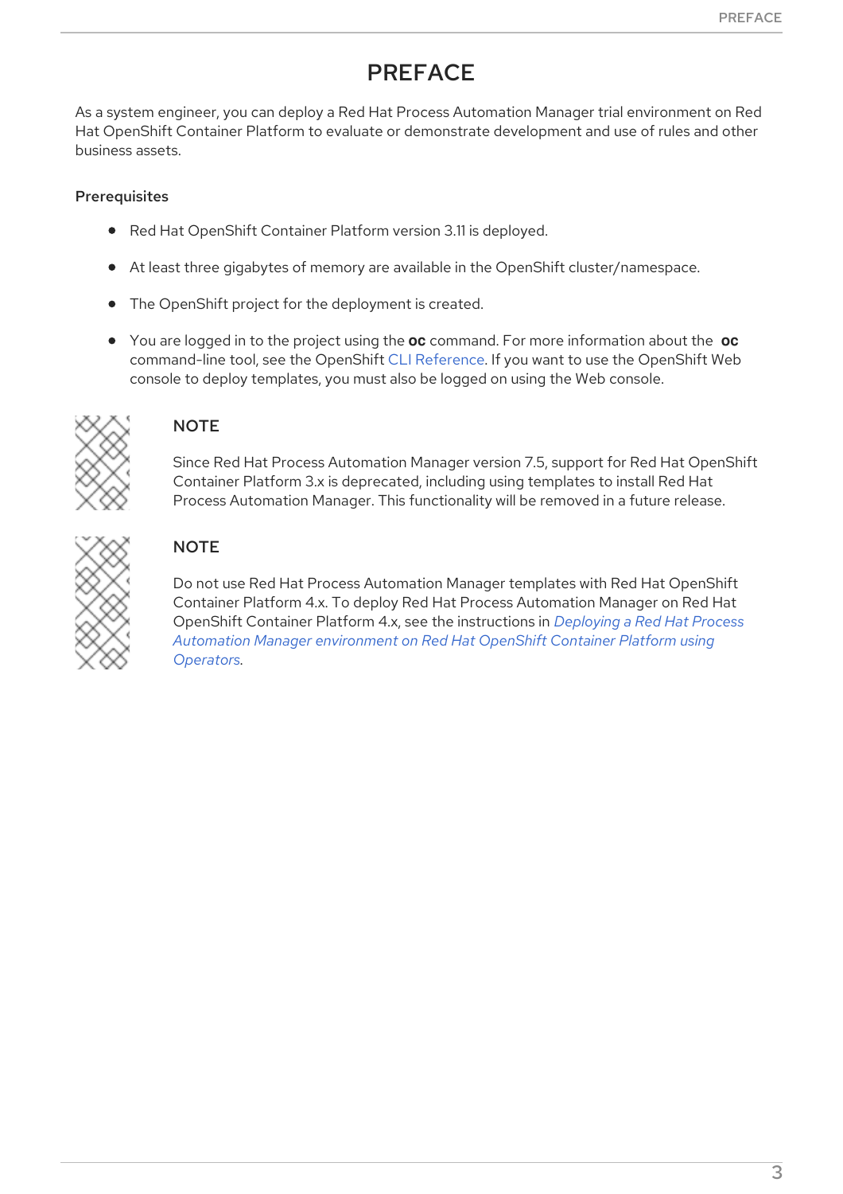# PREFACE

As a system engineer, you can deploy a Red Hat Process Automation Manager trial environment on Red Hat OpenShift Container Platform to evaluate or demonstrate development and use of rules and other business assets.

### Prerequisites

- Red Hat OpenShift Container Platform version 3.11 is deployed.
- At least three gigabytes of memory are available in the OpenShift cluster/namespace.
- The OpenShift project for the deployment is created.
- You are logged in to the project using the **oc** command. For more information about the **oc** command-line tool, see the OpenShift CLI Reference. If you want to use the OpenShift Web console to deploy templates, you must also be logged on using the Web console.

> **NOTE**
>
> Since Red Hat Process Automation Manager version 7.5, support for Red Hat OpenShift Container Platform 3.x is deprecated, including using templates to install Red Hat Process Automation Manager. This functionality will be removed in a future release.

> **NOTE**
>
> Do not use Red Hat Process Automation Manager templates with Red Hat OpenShift Container Platform 4.x. To deploy Red Hat Process Automation Manager on Red Hat OpenShift Container Platform 4.x, see the instructions in *Deploying a Red Hat Process Automation Manager environment on Red Hat OpenShift Container Platform using Operators*.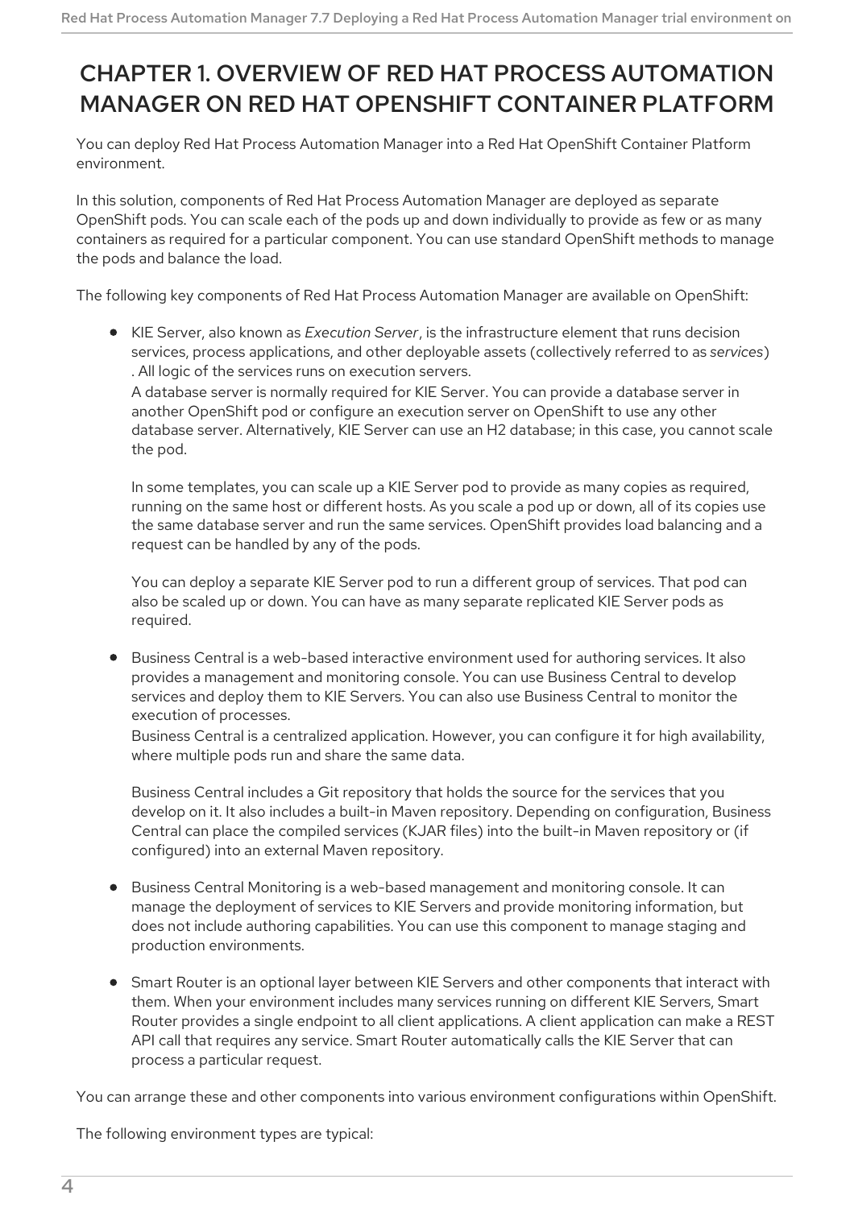# CHAPTER 1. OVERVIEW OF RED HAT PROCESS AUTOMATION MANAGER ON RED HAT OPENSHIFT CONTAINER PLATFORM

You can deploy Red Hat Process Automation Manager into a Red Hat OpenShift Container Platform environment.

In this solution, components of Red Hat Process Automation Manager are deployed as separate OpenShift pods. You can scale each of the pods up and down individually to provide as few or as many containers as required for a particular component. You can use standard OpenShift methods to manage the pods and balance the load.

The following key components of Red Hat Process Automation Manager are available on OpenShift:

- KIE Server, also known as *Execution Server*, is the infrastructure element that runs decision services, process applications, and other deployable assets (collectively referred to as *services*) . All logic of the services runs on execution servers.
  A database server is normally required for KIE Server. You can provide a database server in another OpenShift pod or configure an execution server on OpenShift to use any other database server. Alternatively, KIE Server can use an H2 database; in this case, you cannot scale the pod.

  In some templates, you can scale up a KIE Server pod to provide as many copies as required, running on the same host or different hosts. As you scale a pod up or down, all of its copies use the same database server and run the same services. OpenShift provides load balancing and a request can be handled by any of the pods.

  You can deploy a separate KIE Server pod to run a different group of services. That pod can also be scaled up or down. You can have as many separate replicated KIE Server pods as required.

- Business Central is a web-based interactive environment used for authoring services. It also provides a management and monitoring console. You can use Business Central to develop services and deploy them to KIE Servers. You can also use Business Central to monitor the execution of processes.
  Business Central is a centralized application. However, you can configure it for high availability, where multiple pods run and share the same data.

  Business Central includes a Git repository that holds the source for the services that you develop on it. It also includes a built-in Maven repository. Depending on configuration, Business Central can place the compiled services (KJAR files) into the built-in Maven repository or (if configured) into an external Maven repository.

- Business Central Monitoring is a web-based management and monitoring console. It can manage the deployment of services to KIE Servers and provide monitoring information, but does not include authoring capabilities. You can use this component to manage staging and production environments.

- Smart Router is an optional layer between KIE Servers and other components that interact with them. When your environment includes many services running on different KIE Servers, Smart Router provides a single endpoint to all client applications. A client application can make a REST API call that requires any service. Smart Router automatically calls the KIE Server that can process a particular request.

You can arrange these and other components into various environment configurations within OpenShift.

The following environment types are typical: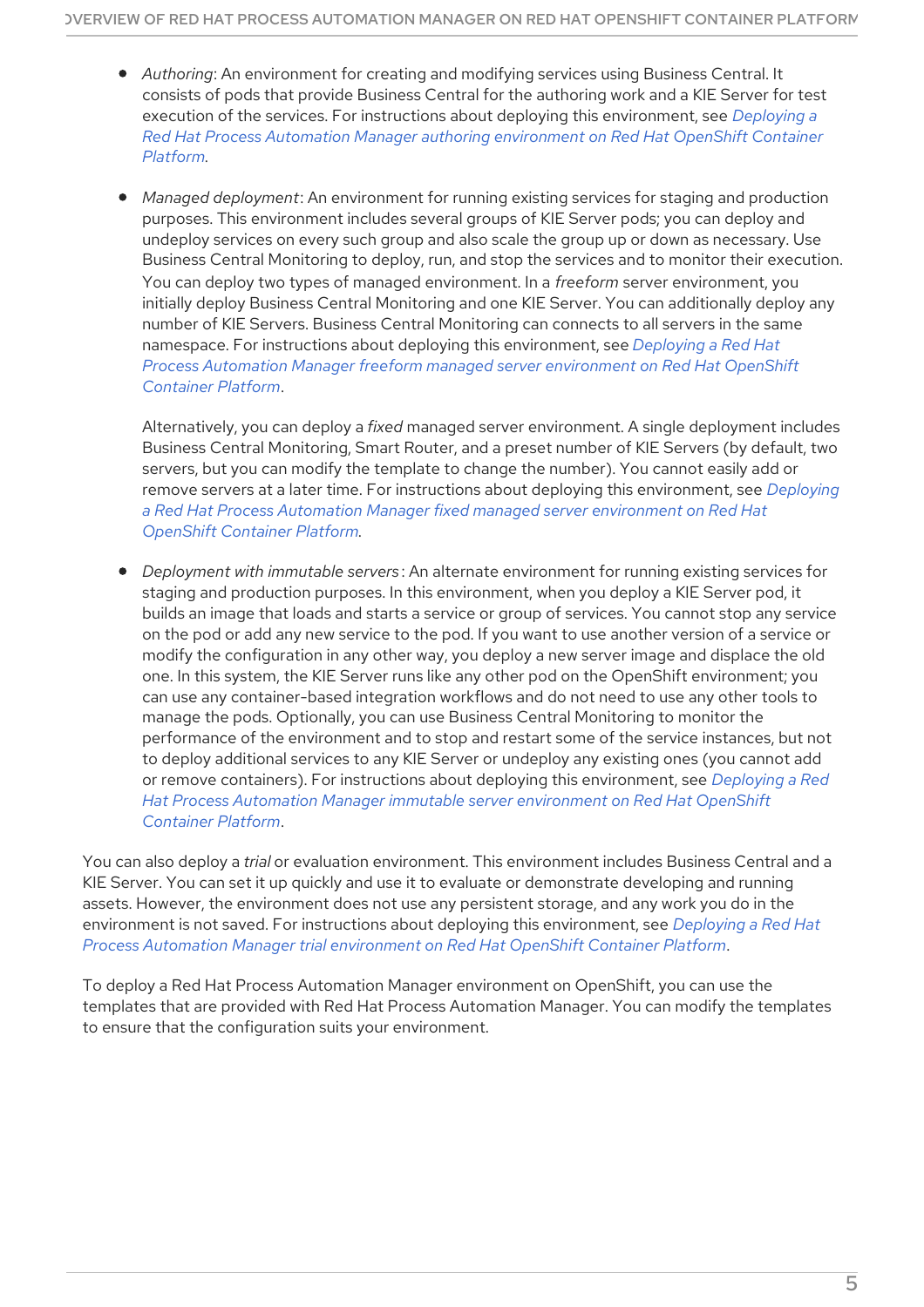- *Authoring*: An environment for creating and modifying services using Business Central. It consists of pods that provide Business Central for the authoring work and a KIE Server for test execution of the services. For instructions about deploying this environment, see *Deploying a Red Hat Process Automation Manager authoring environment on Red Hat OpenShift Container Platform*.

- *Managed deployment*: An environment for running existing services for staging and production purposes. This environment includes several groups of KIE Server pods; you can deploy and undeploy services on every such group and also scale the group up or down as necessary. Use Business Central Monitoring to deploy, run, and stop the services and to monitor their execution. You can deploy two types of managed environment. In a *freeform* server environment, you initially deploy Business Central Monitoring and one KIE Server. You can additionally deploy any number of KIE Servers. Business Central Monitoring can connects to all servers in the same namespace. For instructions about deploying this environment, see *Deploying a Red Hat Process Automation Manager freeform managed server environment on Red Hat OpenShift Container Platform*.

  Alternatively, you can deploy a *fixed* managed server environment. A single deployment includes Business Central Monitoring, Smart Router, and a preset number of KIE Servers (by default, two servers, but you can modify the template to change the number). You cannot easily add or remove servers at a later time. For instructions about deploying this environment, see *Deploying a Red Hat Process Automation Manager fixed managed server environment on Red Hat OpenShift Container Platform*.

- *Deployment with immutable servers*: An alternate environment for running existing services for staging and production purposes. In this environment, when you deploy a KIE Server pod, it builds an image that loads and starts a service or group of services. You cannot stop any service on the pod or add any new service to the pod. If you want to use another version of a service or modify the configuration in any other way, you deploy a new server image and displace the old one. In this system, the KIE Server runs like any other pod on the OpenShift environment; you can use any container-based integration workflows and do not need to use any other tools to manage the pods. Optionally, you can use Business Central Monitoring to monitor the performance of the environment and to stop and restart some of the service instances, but not to deploy additional services to any KIE Server or undeploy any existing ones (you cannot add or remove containers). For instructions about deploying this environment, see *Deploying a Red Hat Process Automation Manager immutable server environment on Red Hat OpenShift Container Platform*.

You can also deploy a *trial* or evaluation environment. This environment includes Business Central and a KIE Server. You can set it up quickly and use it to evaluate or demonstrate developing and running assets. However, the environment does not use any persistent storage, and any work you do in the environment is not saved. For instructions about deploying this environment, see *Deploying a Red Hat Process Automation Manager trial environment on Red Hat OpenShift Container Platform*.

To deploy a Red Hat Process Automation Manager environment on OpenShift, you can use the templates that are provided with Red Hat Process Automation Manager. You can modify the templates to ensure that the configuration suits your environment.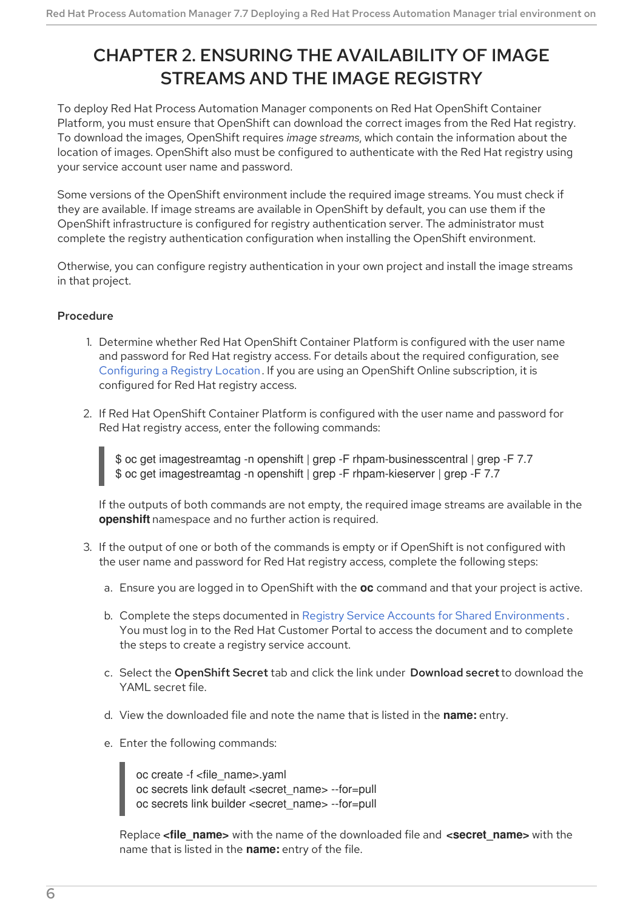# CHAPTER 2. ENSURING THE AVAILABILITY OF IMAGE STREAMS AND THE IMAGE REGISTRY

To deploy Red Hat Process Automation Manager components on Red Hat OpenShift Container Platform, you must ensure that OpenShift can download the correct images from the Red Hat registry. To download the images, OpenShift requires *image streams*, which contain the information about the location of images. OpenShift also must be configured to authenticate with the Red Hat registry using your service account user name and password.

Some versions of the OpenShift environment include the required image streams. You must check if they are available. If image streams are available in OpenShift by default, you can use them if the OpenShift infrastructure is configured for registry authentication server. The administrator must complete the registry authentication configuration when installing the OpenShift environment.

Otherwise, you can configure registry authentication in your own project and install the image streams in that project.

### Procedure

1. Determine whether Red Hat OpenShift Container Platform is configured with the user name and password for Red Hat registry access. For details about the required configuration, see Configuring a Registry Location. If you are using an OpenShift Online subscription, it is configured for Red Hat registry access.

2. If Red Hat OpenShift Container Platform is configured with the user name and password for Red Hat registry access, enter the following commands:

   ```
   $ oc get imagestreamtag -n openshift | grep -F rhpam-businesscentral | grep -F 7.7
   $ oc get imagestreamtag -n openshift | grep -F rhpam-kieserver | grep -F 7.7
   ```

   If the outputs of both commands are not empty, the required image streams are available in the **openshift** namespace and no further action is required.

3. If the output of one or both of the commands is empty or if OpenShift is not configured with the user name and password for Red Hat registry access, complete the following steps:

   a. Ensure you are logged in to OpenShift with the **oc** command and that your project is active.

   b. Complete the steps documented in Registry Service Accounts for Shared Environments. You must log in to the Red Hat Customer Portal to access the document and to complete the steps to create a registry service account.

   c. Select the **OpenShift Secret** tab and click the link under **Download secret** to download the YAML secret file.

   d. View the downloaded file and note the name that is listed in the **name:** entry.

   e. Enter the following commands:

   ```
   oc create -f <file_name>.yaml
   oc secrets link default <secret_name> --for=pull
   oc secrets link builder <secret_name> --for=pull
   ```

   Replace **<file_name>** with the name of the downloaded file and **<secret_name>** with the name that is listed in the **name:** entry of the file.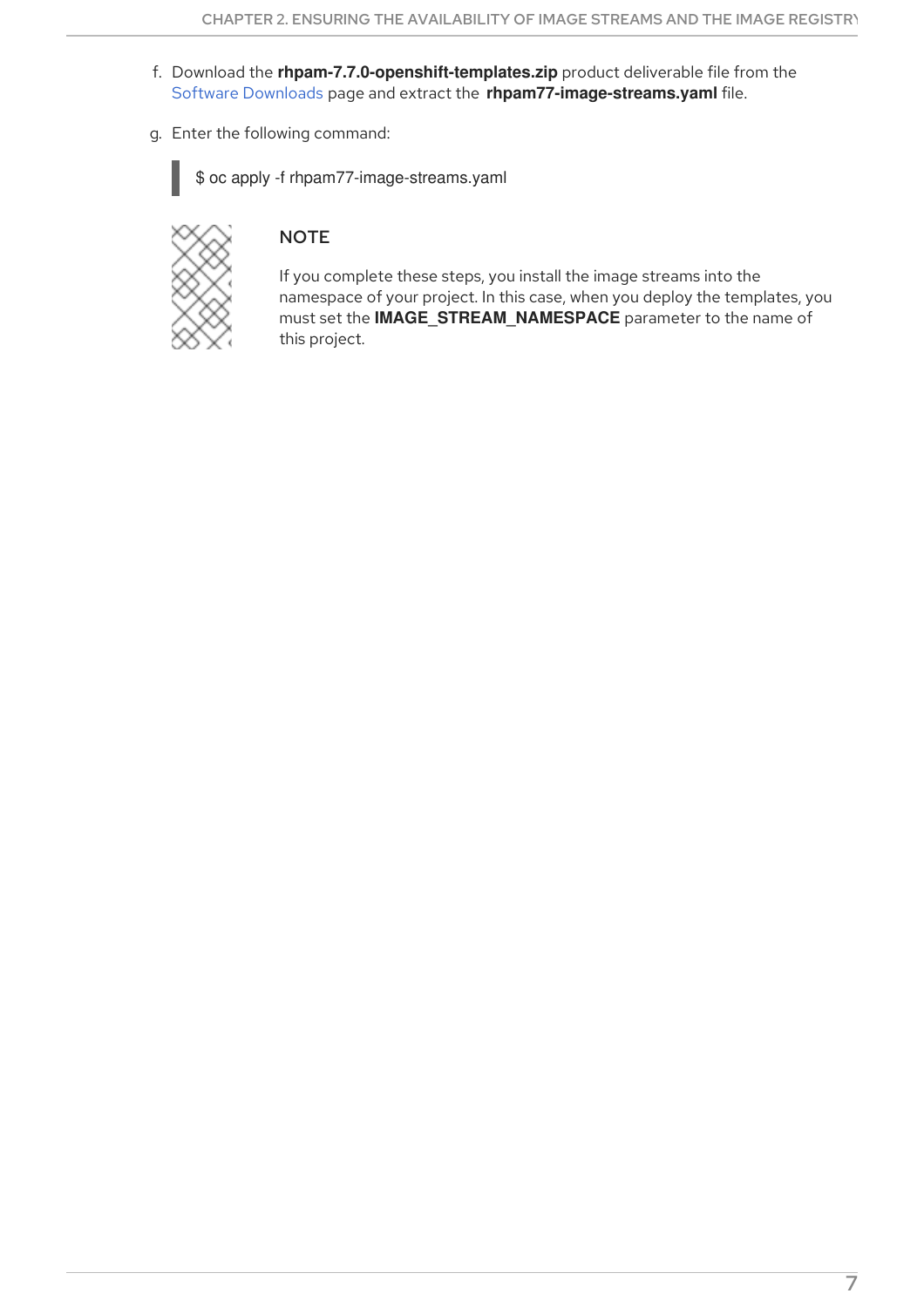f. Download the **rhpam-7.7.0-openshift-templates.zip** product deliverable file from the Software Downloads page and extract the **rhpam77-image-streams.yaml** file.

g. Enter the following command:

```
$ oc apply -f rhpam77-image-streams.yaml
```

> **NOTE**
>
> If you complete these steps, you install the image streams into the namespace of your project. In this case, when you deploy the templates, you must set the **IMAGE_STREAM_NAMESPACE** parameter to the name of this project.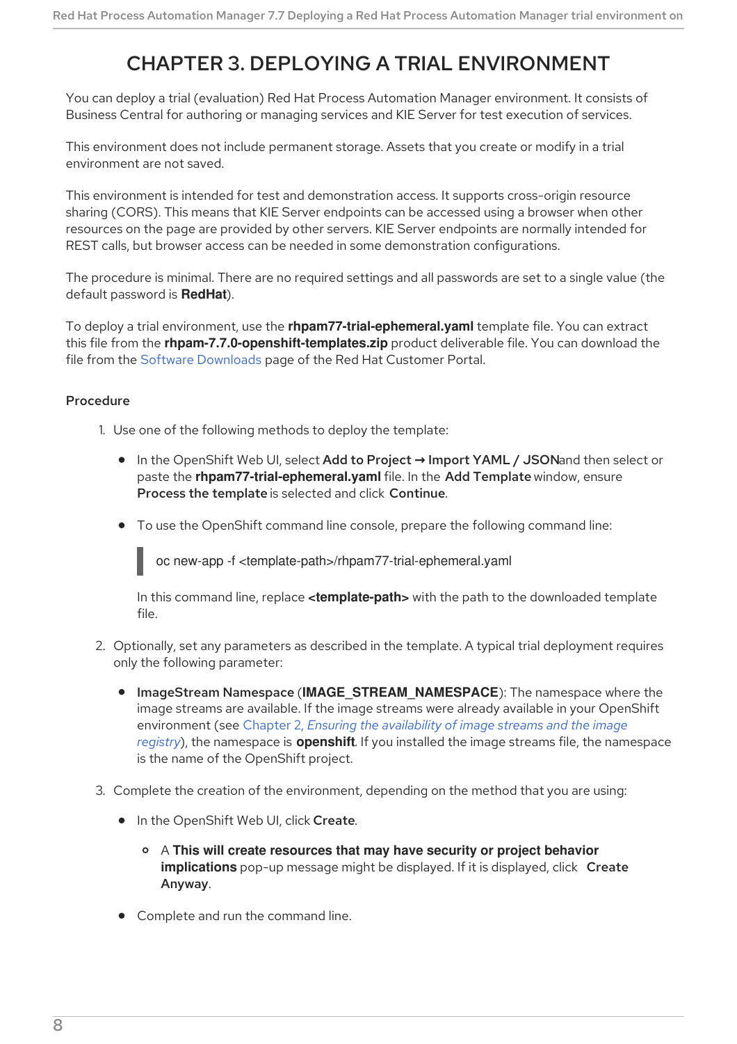# CHAPTER 3. DEPLOYING A TRIAL ENVIRONMENT

You can deploy a trial (evaluation) Red Hat Process Automation Manager environment. It consists of Business Central for authoring or managing services and KIE Server for test execution of services.

This environment does not include permanent storage. Assets that you create or modify in a trial environment are not saved.

This environment is intended for test and demonstration access. It supports cross-origin resource sharing (CORS). This means that KIE Server endpoints can be accessed using a browser when other resources on the page are provided by other servers. KIE Server endpoints are normally intended for REST calls, but browser access can be needed in some demonstration configurations.

The procedure is minimal. There are no required settings and all passwords are set to a single value (the default password is **RedHat**).

To deploy a trial environment, use the **rhpam77-trial-ephemeral.yaml** template file. You can extract this file from the **rhpam-7.7.0-openshift-templates.zip** product deliverable file. You can download the file from the Software Downloads page of the Red Hat Customer Portal.

### Procedure

1. Use one of the following methods to deploy the template:
   - In the OpenShift Web UI, select **Add to Project → Import YAML / JSON** and then select or paste the **rhpam77-trial-ephemeral.yaml** file. In the **Add Template** window, ensure **Process the template** is selected and click **Continue**.
   - To use the OpenShift command line console, prepare the following command line:

     ```
     oc new-app -f <template-path>/rhpam77-trial-ephemeral.yaml
     ```

     In this command line, replace **<template-path>** with the path to the downloaded template file.
2. Optionally, set any parameters as described in the template. A typical trial deployment requires only the following parameter:
   - **ImageStream Namespace** (**IMAGE_STREAM_NAMESPACE**): The namespace where the image streams are available. If the image streams were already available in your OpenShift environment (see Chapter 2, *Ensuring the availability of image streams and the image registry*), the namespace is **openshift**. If you installed the image streams file, the namespace is the name of the OpenShift project.
3. Complete the creation of the environment, depending on the method that you are using:
   - In the OpenShift Web UI, click **Create**.
     - A **This will create resources that may have security or project behavior implications** pop-up message might be displayed. If it is displayed, click **Create Anyway**.
   - Complete and run the command line.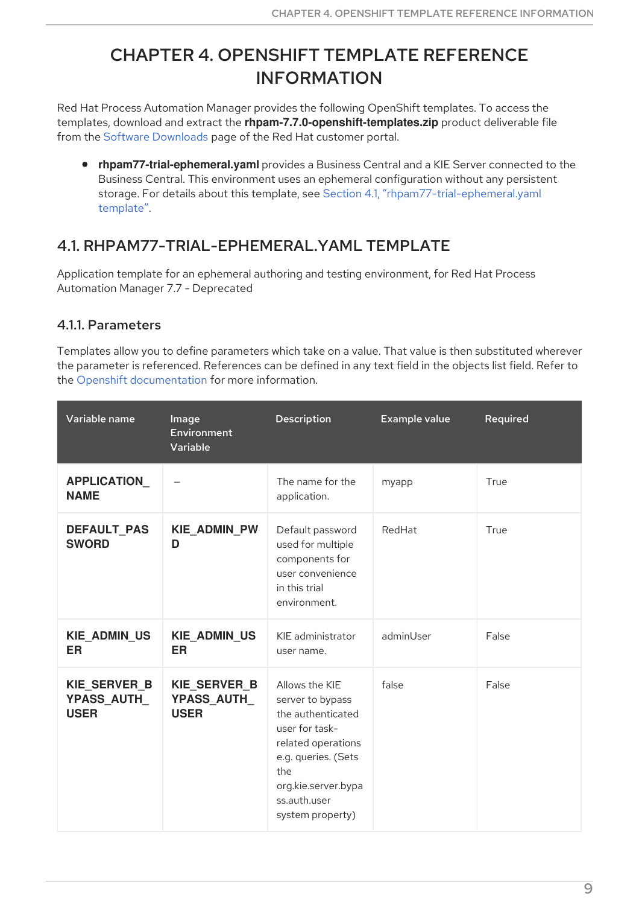# CHAPTER 4. OPENSHIFT TEMPLATE REFERENCE INFORMATION

Red Hat Process Automation Manager provides the following OpenShift templates. To access the templates, download and extract the **rhpam-7.7.0-openshift-templates.zip** product deliverable file from the Software Downloads page of the Red Hat customer portal.

- **rhpam77-trial-ephemeral.yaml** provides a Business Central and a KIE Server connected to the Business Central. This environment uses an ephemeral configuration without any persistent storage. For details about this template, see Section 4.1, "rhpam77-trial-ephemeral.yaml template".

## 4.1. RHPAM77-TRIAL-EPHEMERAL.YAML TEMPLATE

Application template for an ephemeral authoring and testing environment, for Red Hat Process Automation Manager 7.7 - Deprecated

### 4.1.1. Parameters

Templates allow you to define parameters which take on a value. That value is then substituted wherever the parameter is referenced. References can be defined in any text field in the objects list field. Refer to the Openshift documentation for more information.

| Variable name | Image Environment Variable | Description | Example value | Required |
|---|---|---|---|---|
| **APPLICATION_NAME** | – | The name for the application. | myapp | True |
| **DEFAULT_PASSWORD** | **KIE_ADMIN_PWD** | Default password used for multiple components for user convenience in this trial environment. | RedHat | True |
| **KIE_ADMIN_USER** | **KIE_ADMIN_USER** | KIE administrator user name. | adminUser | False |
| **KIE_SERVER_BYPASS_AUTH_USER** | **KIE_SERVER_BYPASS_AUTH_USER** | Allows the KIE server to bypass the authenticated user for task-related operations e.g. queries. (Sets the org.kie.server.bypass.auth.user system property) | false | False |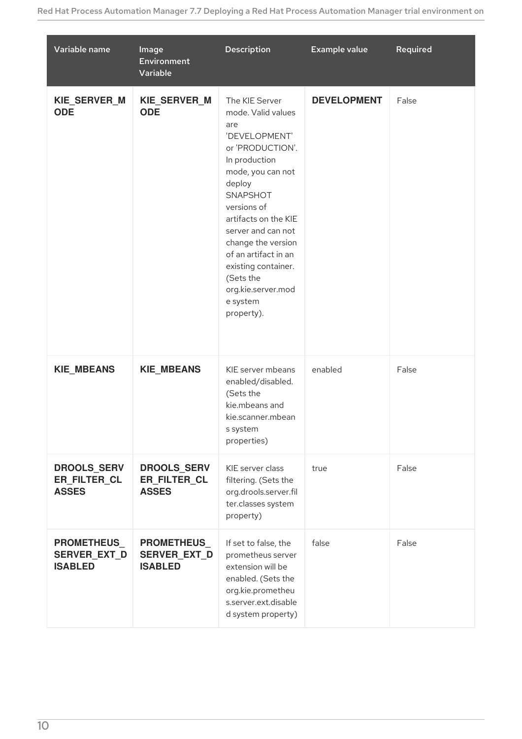| Variable name | Image Environment Variable | Description | Example value | Required |
| --- | --- | --- | --- | --- |
| **KIE_SERVER_MODE** | **KIE_SERVER_MODE** | The KIE Server mode. Valid values are 'DEVELOPMENT' or 'PRODUCTION'. In production mode, you can not deploy SNAPSHOT versions of artifacts on the KIE server and can not change the version of an artifact in an existing container. (Sets the org.kie.server.mode system property). | **DEVELOPMENT** | False |
| **KIE_MBEANS** | **KIE_MBEANS** | KIE server mbeans enabled/disabled. (Sets the kie.mbeans and kie.scanner.mbeans system properties) | enabled | False |
| **DROOLS_SERVER_FILTER_CLASSES** | **DROOLS_SERVER_FILTER_CLASSES** | KIE server class filtering. (Sets the org.drools.server.filter.classes system property) | true | False |
| **PROMETHEUS_SERVER_EXT_DISABLED** | **PROMETHEUS_SERVER_EXT_DISABLED** | If set to false, the prometheus server extension will be enabled. (Sets the org.kie.prometheus.server.ext.disabled system property) | false | False |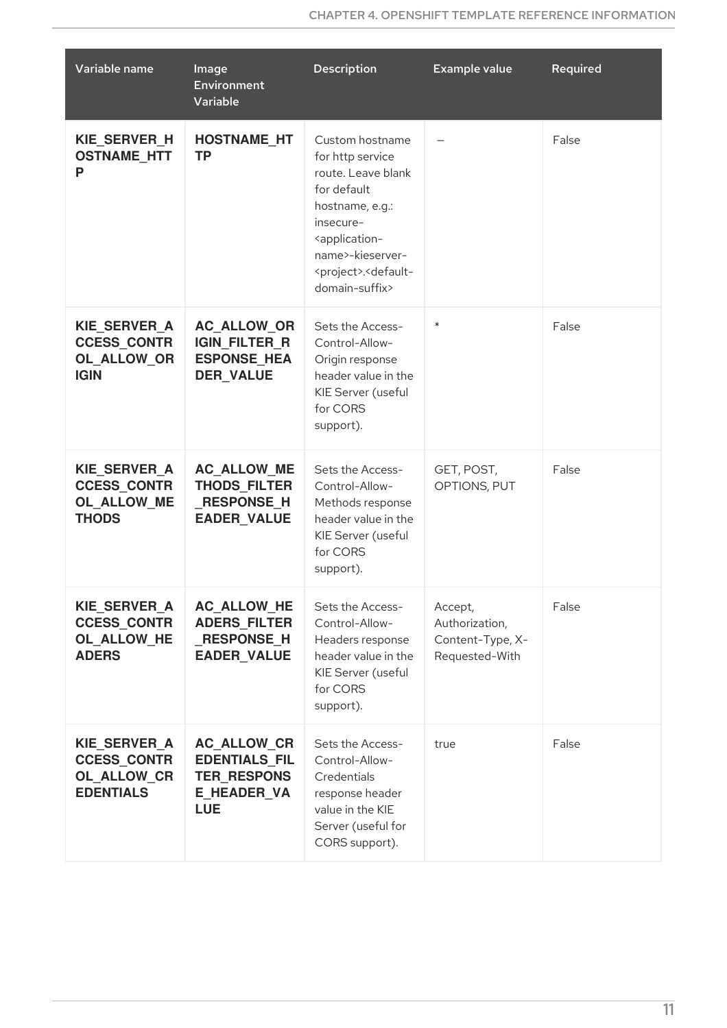| Variable name | Image Environment Variable | Description | Example value | Required |
| --- | --- | --- | --- | --- |
| **KIE_SERVER_HOSTNAME_HTTP** | **HOSTNAME_HTTP** | Custom hostname for http service route. Leave blank for default hostname, e.g.: insecure-<application-name>-kieserver-<project>.<default-domain-suffix> | – | False |
| **KIE_SERVER_ACCESS_CONTROL_ALLOW_ORIGIN** | **AC_ALLOW_ORIGIN_FILTER_RESPONSE_HEADER_VALUE** | Sets the Access-Control-Allow-Origin response header value in the KIE Server (useful for CORS support). | * | False |
| **KIE_SERVER_ACCESS_CONTROL_ALLOW_METHODS** | **AC_ALLOW_METHODS_FILTER_RESPONSE_HEADER_VALUE** | Sets the Access-Control-Allow-Methods response header value in the KIE Server (useful for CORS support). | GET, POST, OPTIONS, PUT | False |
| **KIE_SERVER_ACCESS_CONTROL_ALLOW_HEADERS** | **AC_ALLOW_HEADERS_FILTER_RESPONSE_HEADER_VALUE** | Sets the Access-Control-Allow-Headers response header value in the KIE Server (useful for CORS support). | Accept, Authorization, Content-Type, X-Requested-With | False |
| **KIE_SERVER_ACCESS_CONTROL_ALLOW_CREDENTIALS** | **AC_ALLOW_CREDENTIALS_FILTER_RESPONSE_HEADER_VALUE** | Sets the Access-Control-Allow-Credentials response header value in the KIE Server (useful for CORS support). | true | False |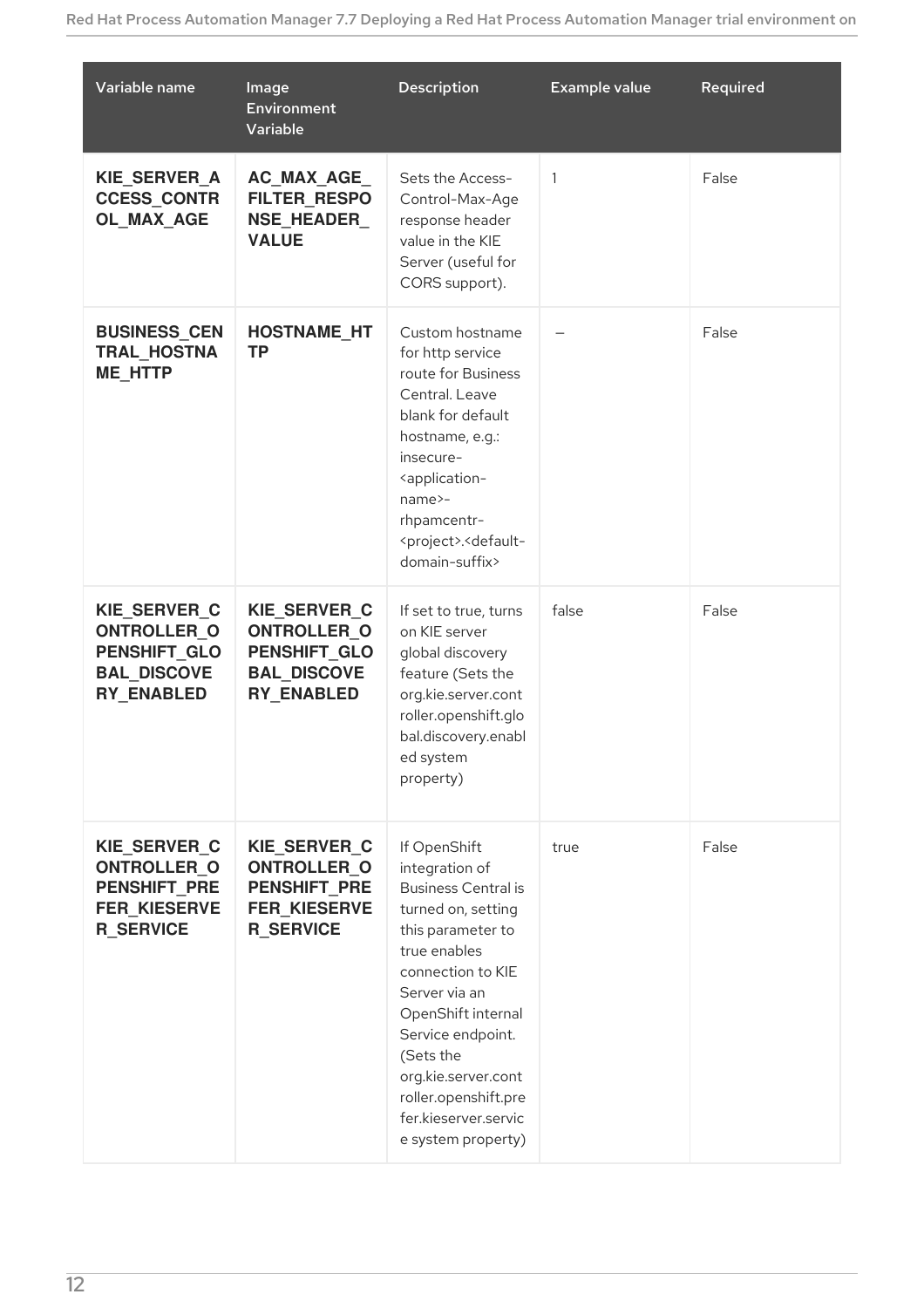| Variable name | Image Environment Variable | Description | Example value | Required |
| --- | --- | --- | --- | --- |
| **KIE_SERVER_ACCESS_CONTROL_MAX_AGE** | **AC_MAX_AGE_FILTER_RESPONSE_HEADER_VALUE** | Sets the Access-Control-Max-Age response header value in the KIE Server (useful for CORS support). | 1 | False |
| **BUSINESS_CENTRAL_HOSTNAME_HTTP** | **HOSTNAME_HTTP** | Custom hostname for http service route for Business Central. Leave blank for default hostname, e.g.: insecure-<application-name>-rhpamcentr-<project>.<default-domain-suffix> | – | False |
| **KIE_SERVER_CONTROLLER_OPENSHIFT_GLOBAL_DISCOVERY_ENABLED** | **KIE_SERVER_CONTROLLER_OPENSHIFT_GLOBAL_DISCOVERY_ENABLED** | If set to true, turns on KIE server global discovery feature (Sets the org.kie.server.controller.openshift.global.discovery.enabled system property) | false | False |
| **KIE_SERVER_CONTROLLER_OPENSHIFT_PREFER_KIESERVER_SERVICE** | **KIE_SERVER_CONTROLLER_OPENSHIFT_PREFER_KIESERVER_SERVICE** | If OpenShift integration of Business Central is turned on, setting this parameter to true enables connection to KIE Server via an OpenShift internal Service endpoint. (Sets the org.kie.server.controller.openshift.prefer.kieserver.service system property) | true | False |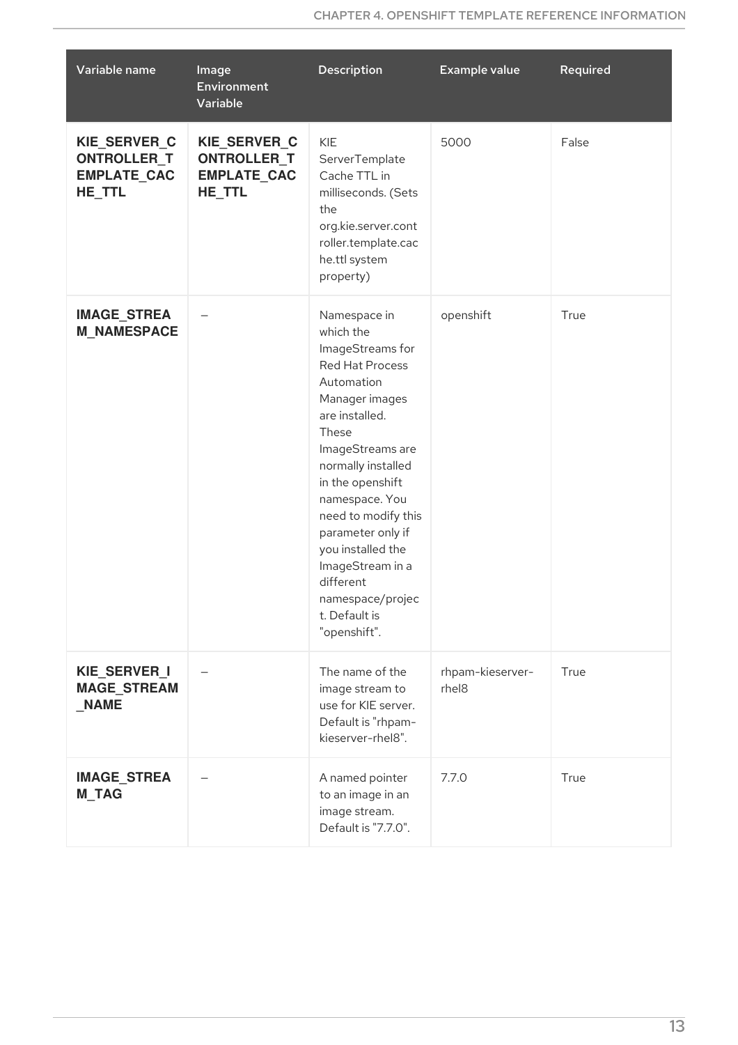| Variable name | Image Environment Variable | Description | Example value | Required |
| --- | --- | --- | --- | --- |
| **KIE_SERVER_CONTROLLER_TEMPLATE_CACHE_TTL** | **KIE_SERVER_CONTROLLER_TEMPLATE_CACHE_TTL** | KIE ServerTemplate Cache TTL in milliseconds. (Sets the org.kie.server.controller.template.cache.ttl system property) | 5000 | False |
| **IMAGE_STREAM_NAMESPACE** | – | Namespace in which the ImageStreams for Red Hat Process Automation Manager images are installed. These ImageStreams are normally installed in the openshift namespace. You need to modify this parameter only if you installed the ImageStream in a different namespace/project. Default is "openshift". | openshift | True |
| **KIE_SERVER_IMAGE_STREAM_NAME** | – | The name of the image stream to use for KIE server. Default is "rhpam-kieserver-rhel8". | rhpam-kieserver-rhel8 | True |
| **IMAGE_STREAM_TAG** | – | A named pointer to an image in an image stream. Default is "7.7.0". | 7.7.0 | True |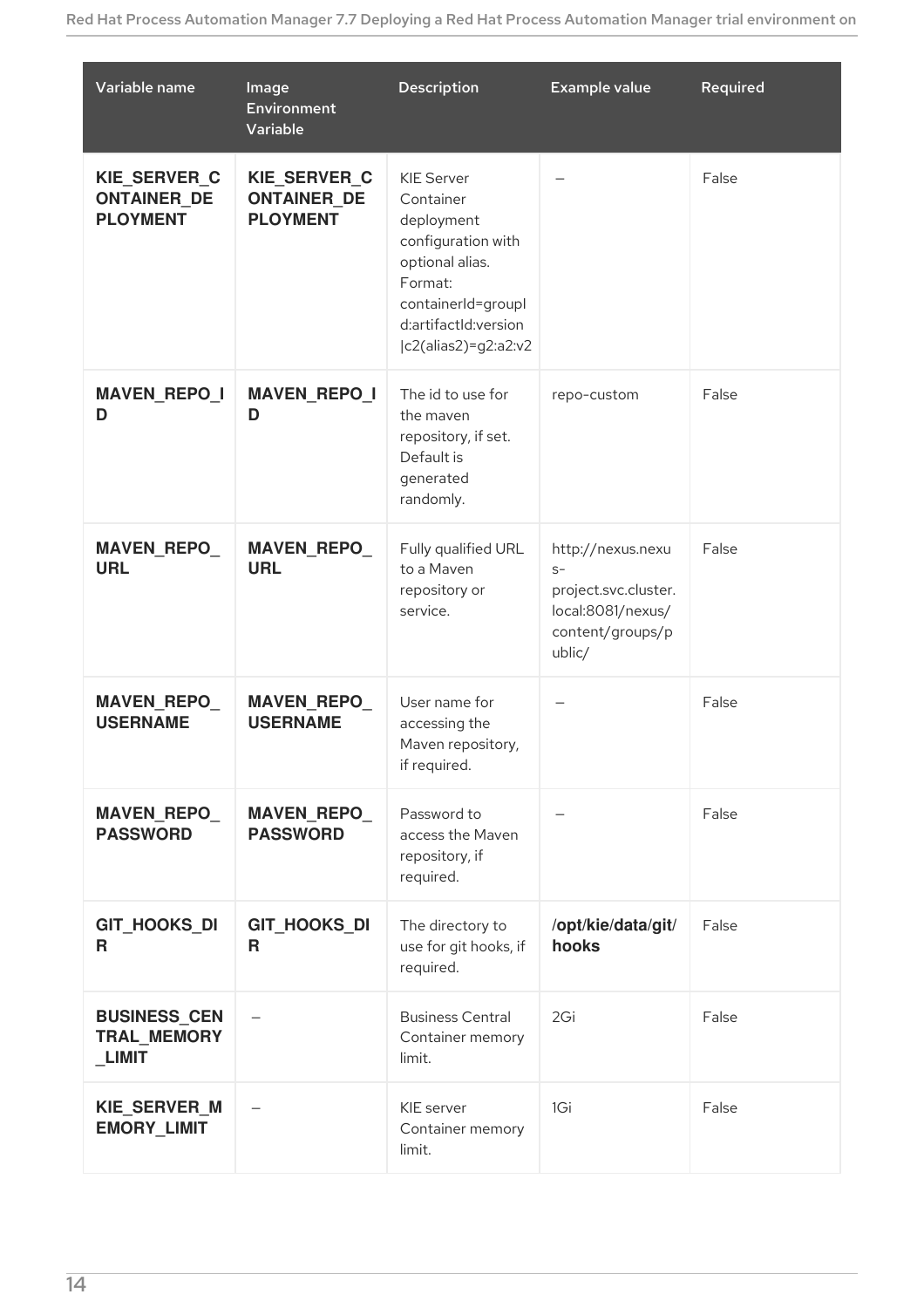| Variable name | Image Environment Variable | Description | Example value | Required |
| --- | --- | --- | --- | --- |
| **KIE_SERVER_CONTAINER_DEPLOYMENT** | **KIE_SERVER_CONTAINER_DEPLOYMENT** | KIE Server Container deployment configuration with optional alias. Format: containerId=groupId:artifactId:version\|c2(alias2)=g2:a2:v2 | – | False |
| **MAVEN_REPO_ID** | **MAVEN_REPO_ID** | The id to use for the maven repository, if set. Default is generated randomly. | repo-custom | False |
| **MAVEN_REPO_URL** | **MAVEN_REPO_URL** | Fully qualified URL to a Maven repository or service. | http://nexus.nexus-project.svc.cluster.local:8081/nexus/content/groups/public/ | False |
| **MAVEN_REPO_USERNAME** | **MAVEN_REPO_USERNAME** | User name for accessing the Maven repository, if required. | – | False |
| **MAVEN_REPO_PASSWORD** | **MAVEN_REPO_PASSWORD** | Password to access the Maven repository, if required. | – | False |
| **GIT_HOOKS_DIR** | **GIT_HOOKS_DIR** | The directory to use for git hooks, if required. | **/opt/kie/data/git/hooks** | False |
| **BUSINESS_CENTRAL_MEMORY_LIMIT** | – | Business Central Container memory limit. | 2Gi | False |
| **KIE_SERVER_MEMORY_LIMIT** | – | KIE server Container memory limit. | 1Gi | False |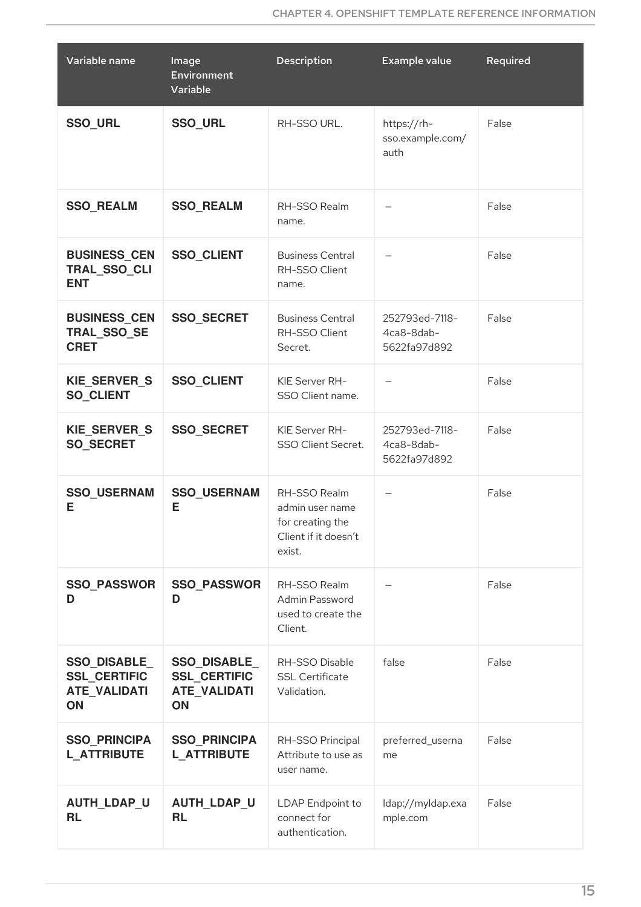| Variable name | Image Environment Variable | Description | Example value | Required |
| --- | --- | --- | --- | --- |
| **SSO_URL** | **SSO_URL** | RH-SSO URL. | https://rh-sso.example.com/auth | False |
| **SSO_REALM** | **SSO_REALM** | RH-SSO Realm name. | — | False |
| **BUSINESS_CENTRAL_SSO_CLIENT** | **SSO_CLIENT** | Business Central RH-SSO Client name. | — | False |
| **BUSINESS_CENTRAL_SSO_SECRET** | **SSO_SECRET** | Business Central RH-SSO Client Secret. | 252793ed-7118-4ca8-8dab-5622fa97d892 | False |
| **KIE_SERVER_SSO_CLIENT** | **SSO_CLIENT** | KIE Server RH-SSO Client name. | — | False |
| **KIE_SERVER_SSO_SECRET** | **SSO_SECRET** | KIE Server RH-SSO Client Secret. | 252793ed-7118-4ca8-8dab-5622fa97d892 | False |
| **SSO_USERNAME** | **SSO_USERNAME** | RH-SSO Realm admin user name for creating the Client if it doesn't exist. | — | False |
| **SSO_PASSWORD** | **SSO_PASSWORD** | RH-SSO Realm Admin Password used to create the Client. | — | False |
| **SSO_DISABLE_SSL_CERTIFICATE_VALIDATION** | **SSO_DISABLE_SSL_CERTIFICATE_VALIDATION** | RH-SSO Disable SSL Certificate Validation. | false | False |
| **SSO_PRINCIPAL_ATTRIBUTE** | **SSO_PRINCIPAL_ATTRIBUTE** | RH-SSO Principal Attribute to use as user name. | preferred_username | False |
| **AUTH_LDAP_URL** | **AUTH_LDAP_URL** | LDAP Endpoint to connect for authentication. | ldap://myldap.example.com | False |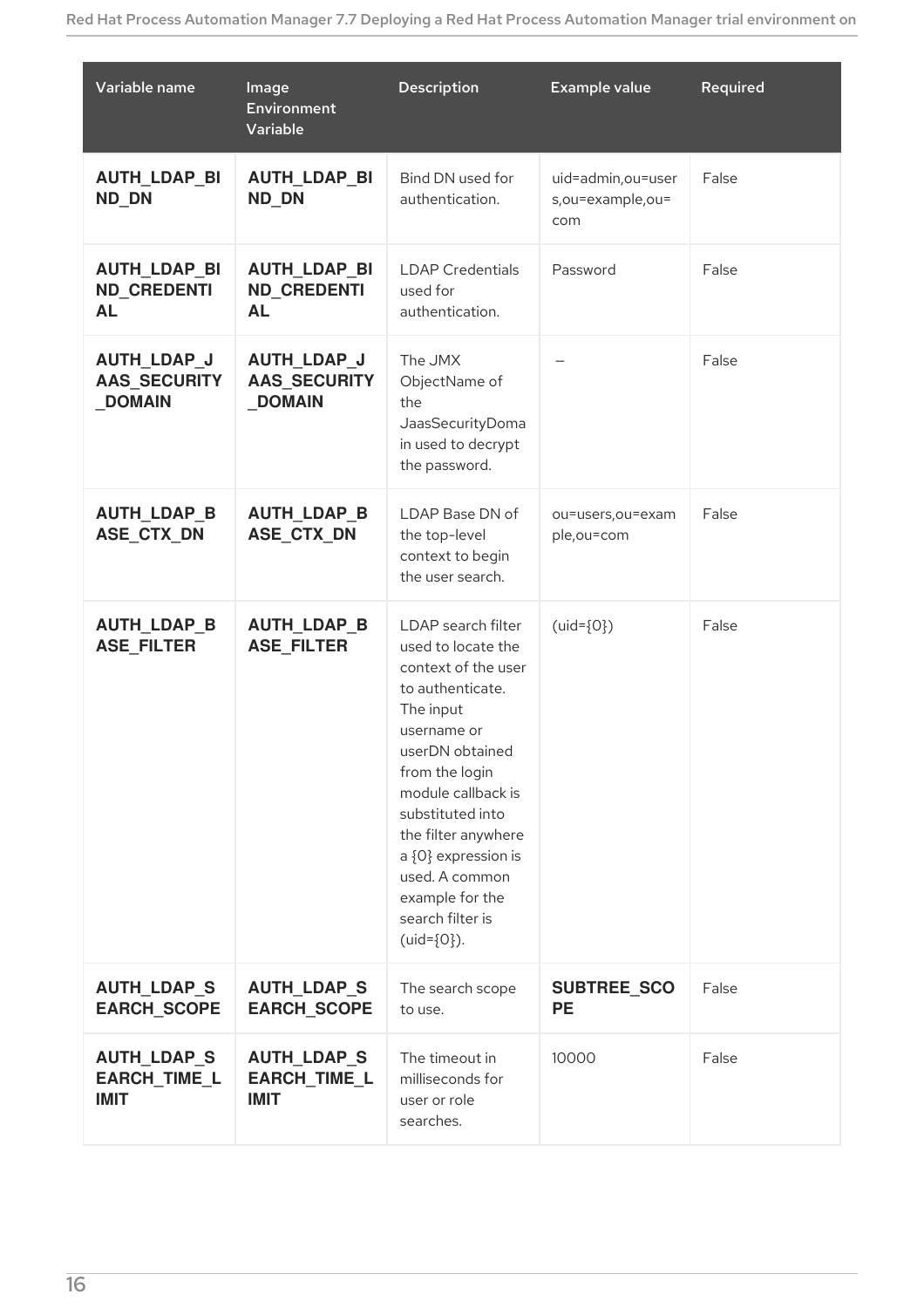| Variable name | Image Environment Variable | Description | Example value | Required |
| --- | --- | --- | --- | --- |
| **AUTH_LDAP_BIND_DN** | **AUTH_LDAP_BIND_DN** | Bind DN used for authentication. | uid=admin,ou=users,ou=example,ou=com | False |
| **AUTH_LDAP_BIND_CREDENTIAL** | **AUTH_LDAP_BIND_CREDENTIAL** | LDAP Credentials used for authentication. | Password | False |
| **AUTH_LDAP_JAAS_SECURITY_DOMAIN** | **AUTH_LDAP_JAAS_SECURITY_DOMAIN** | The JMX ObjectName of the JaasSecurityDomain used to decrypt the password. | – | False |
| **AUTH_LDAP_BASE_CTX_DN** | **AUTH_LDAP_BASE_CTX_DN** | LDAP Base DN of the top-level context to begin the user search. | ou=users,ou=example,ou=com | False |
| **AUTH_LDAP_BASE_FILTER** | **AUTH_LDAP_BASE_FILTER** | LDAP search filter used to locate the context of the user to authenticate. The input username or userDN obtained from the login module callback is substituted into the filter anywhere a {0} expression is used. A common example for the search filter is (uid={0}). | (uid={0}) | False |
| **AUTH_LDAP_SEARCH_SCOPE** | **AUTH_LDAP_SEARCH_SCOPE** | The search scope to use. | **SUBTREE_SCOPE** | False |
| **AUTH_LDAP_SEARCH_TIME_LIMIT** | **AUTH_LDAP_SEARCH_TIME_LIMIT** | The timeout in milliseconds for user or role searches. | 10000 | False |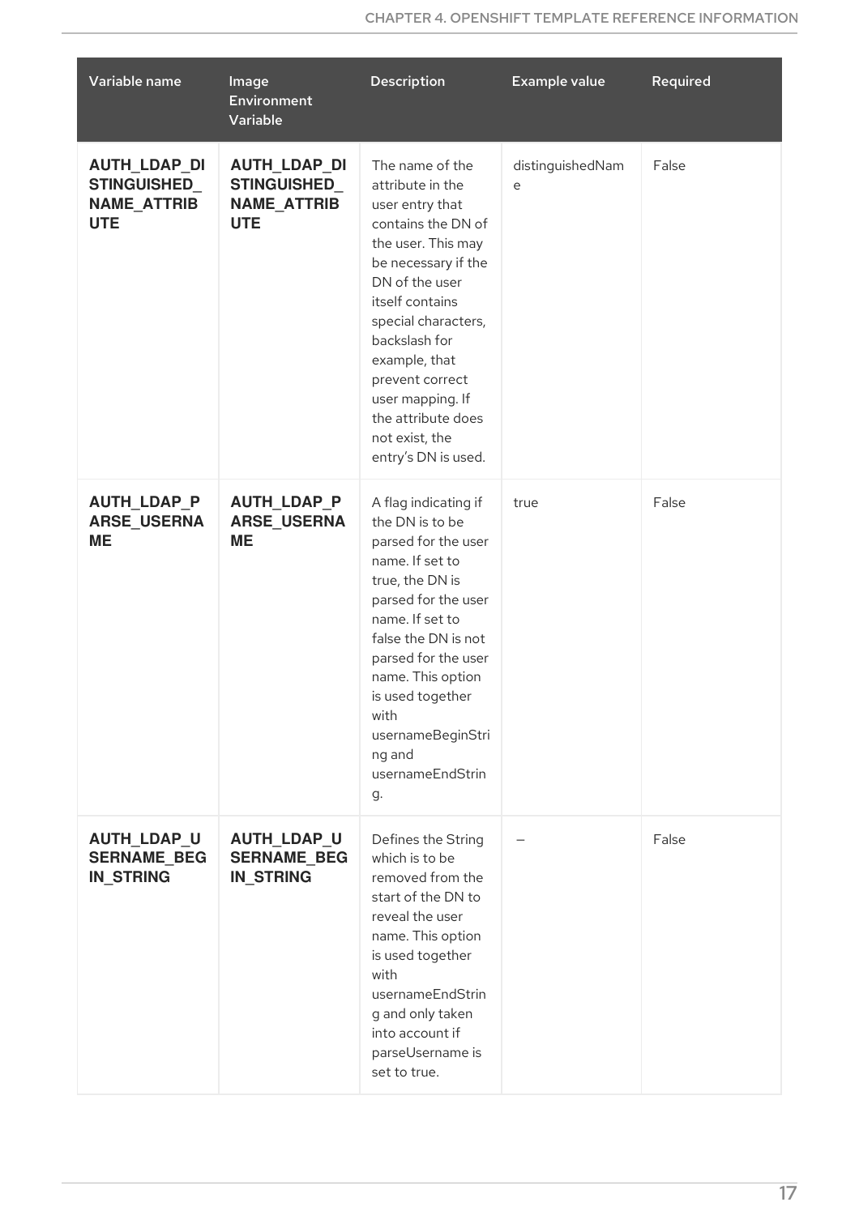| Variable name | Image Environment Variable | Description | Example value | Required |
|---|---|---|---|---|
| **AUTH_LDAP_DISTINGUISHED_NAME_ATTRIBUTE** | **AUTH_LDAP_DISTINGUISHED_NAME_ATTRIBUTE** | The name of the attribute in the user entry that contains the DN of the user. This may be necessary if the DN of the user itself contains special characters, backslash for example, that prevent correct user mapping. If the attribute does not exist, the entry's DN is used. | distinguishedName | False |
| **AUTH_LDAP_PARSE_USERNAME** | **AUTH_LDAP_PARSE_USERNAME** | A flag indicating if the DN is to be parsed for the user name. If set to true, the DN is parsed for the user name. If set to false the DN is not parsed for the user name. This option is used together with usernameBeginString and usernameEndString. | true | False |
| **AUTH_LDAP_USERNAME_BEGIN_STRING** | **AUTH_LDAP_USERNAME_BEGIN_STRING** | Defines the String which is to be removed from the start of the DN to reveal the user name. This option is used together with usernameEndString and only taken into account if parseUsername is set to true. | – | False |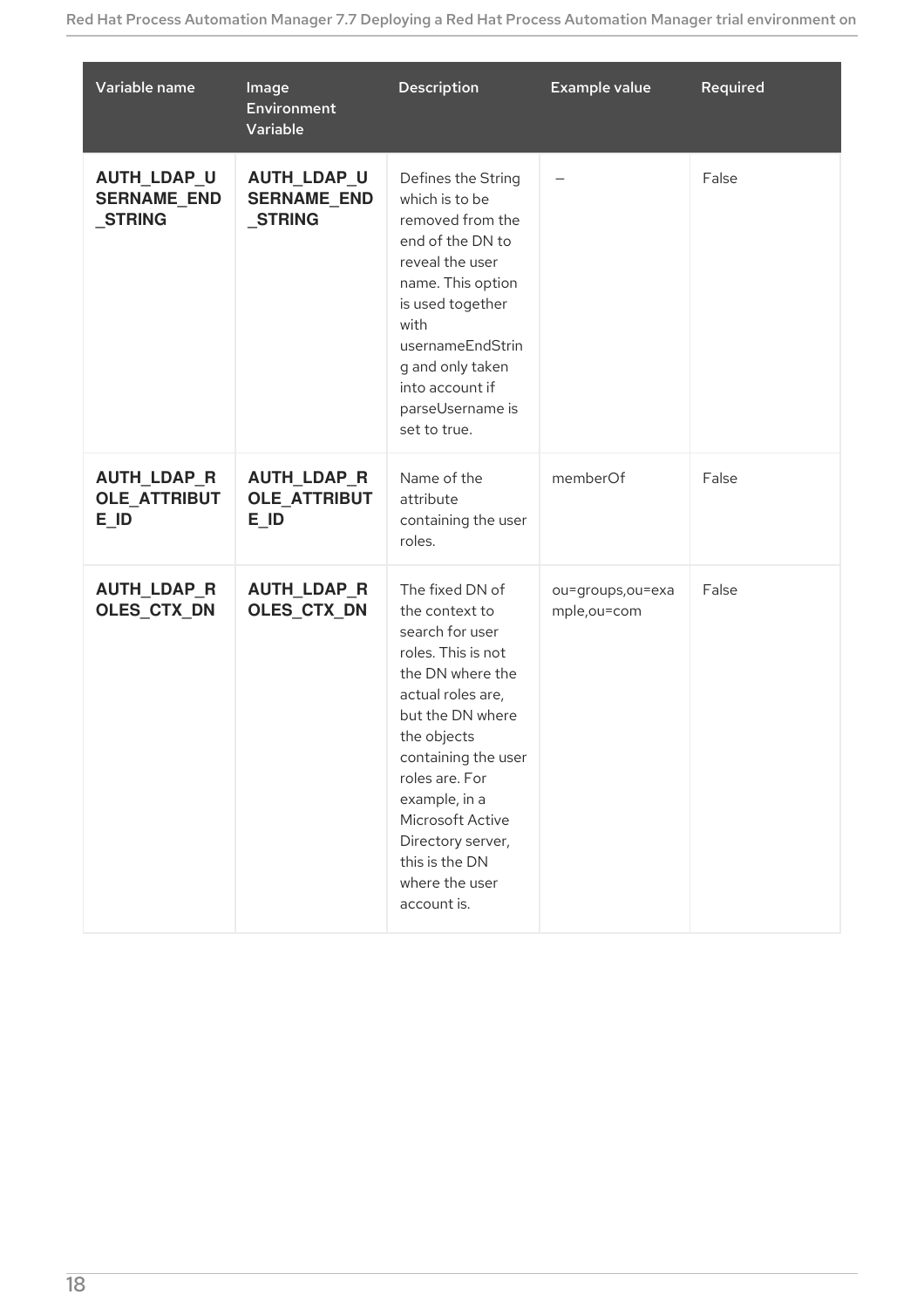| Variable name | Image Environment Variable | Description | Example value | Required |
| --- | --- | --- | --- | --- |
| **AUTH_LDAP_USERNAME_END_STRING** | **AUTH_LDAP_USERNAME_END_STRING** | Defines the String which is to be removed from the end of the DN to reveal the user name. This option is used together with usernameEndString and only taken into account if parseUsername is set to true. | – | False |
| **AUTH_LDAP_ROLE_ATTRIBUTE_ID** | **AUTH_LDAP_ROLE_ATTRIBUTE_ID** | Name of the attribute containing the user roles. | memberOf | False |
| **AUTH_LDAP_ROLES_CTX_DN** | **AUTH_LDAP_ROLES_CTX_DN** | The fixed DN of the context to search for user roles. This is not the DN where the actual roles are, but the DN where the objects containing the user roles are. For example, in a Microsoft Active Directory server, this is the DN where the user account is. | ou=groups,ou=example,ou=com | False |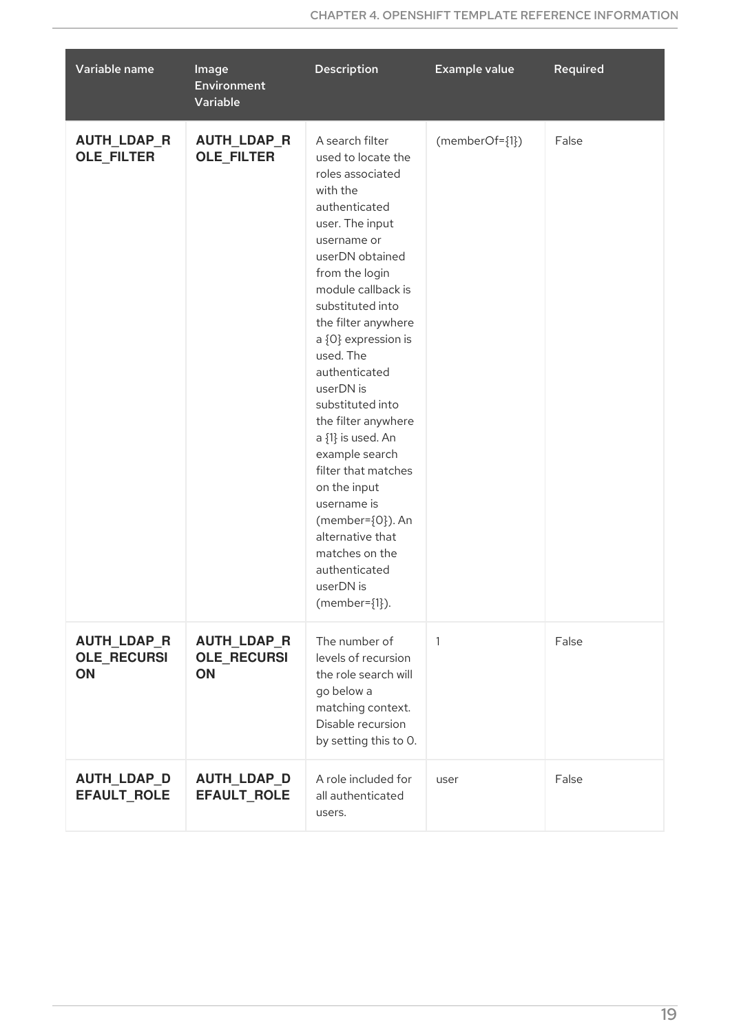| Variable name | Image Environment Variable | Description | Example value | Required |
| --- | --- | --- | --- | --- |
| **AUTH_LDAP_ROLE_FILTER** | **AUTH_LDAP_ROLE_FILTER** | A search filter used to locate the roles associated with the authenticated user. The input username or userDN obtained from the login module callback is substituted into the filter anywhere a {0} expression is used. The authenticated userDN is substituted into the filter anywhere a {1} is used. An example search filter that matches on the input username is (member={0}). An alternative that matches on the authenticated userDN is (member={1}). | (memberOf={1}) | False |
| **AUTH_LDAP_ROLE_RECURSION** | **AUTH_LDAP_ROLE_RECURSION** | The number of levels of recursion the role search will go below a matching context. Disable recursion by setting this to 0. | 1 | False |
| **AUTH_LDAP_DEFAULT_ROLE** | **AUTH_LDAP_DEFAULT_ROLE** | A role included for all authenticated users. | user | False |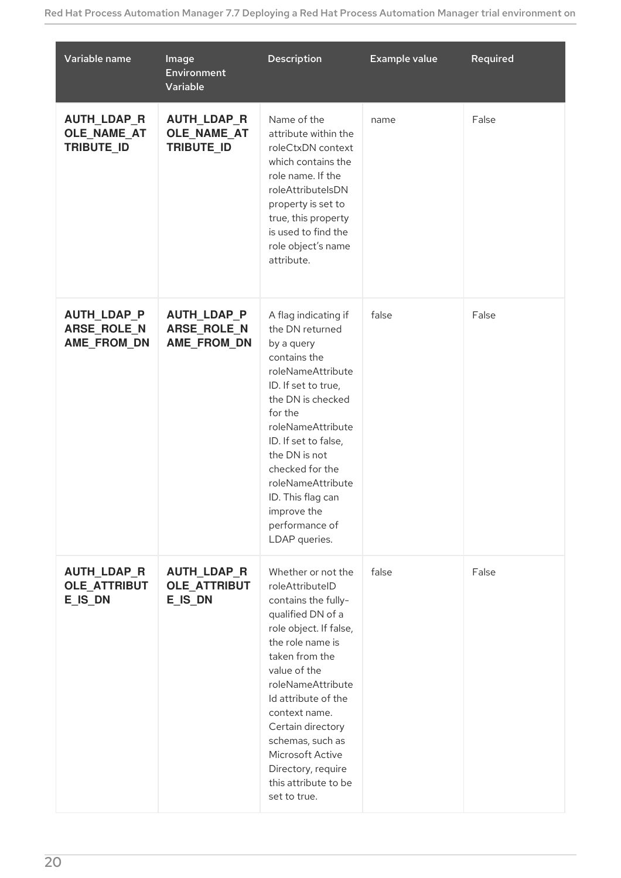| Variable name | Image Environment Variable | Description | Example value | Required |
|---|---|---|---|---|
| **AUTH_LDAP_ROLE_NAME_ATTRIBUTE_ID** | **AUTH_LDAP_ROLE_NAME_ATTRIBUTE_ID** | Name of the attribute within the roleCtxDN context which contains the role name. If the roleAttributeIsDN property is set to true, this property is used to find the role object's name attribute. | name | False |
| **AUTH_LDAP_PARSE_ROLE_NAME_FROM_DN** | **AUTH_LDAP_PARSE_ROLE_NAME_FROM_DN** | A flag indicating if the DN returned by a query contains the roleNameAttributeID. If set to true, the DN is checked for the roleNameAttributeID. If set to false, the DN is not checked for the roleNameAttributeID. This flag can improve the performance of LDAP queries. | false | False |
| **AUTH_LDAP_ROLE_ATTRIBUTE_IS_DN** | **AUTH_LDAP_ROLE_ATTRIBUTE_IS_DN** | Whether or not the roleAttributeID contains the fully-qualified DN of a role object. If false, the role name is taken from the value of the roleNameAttributeId attribute of the context name. Certain directory schemas, such as Microsoft Active Directory, require this attribute to be set to true. | false | False |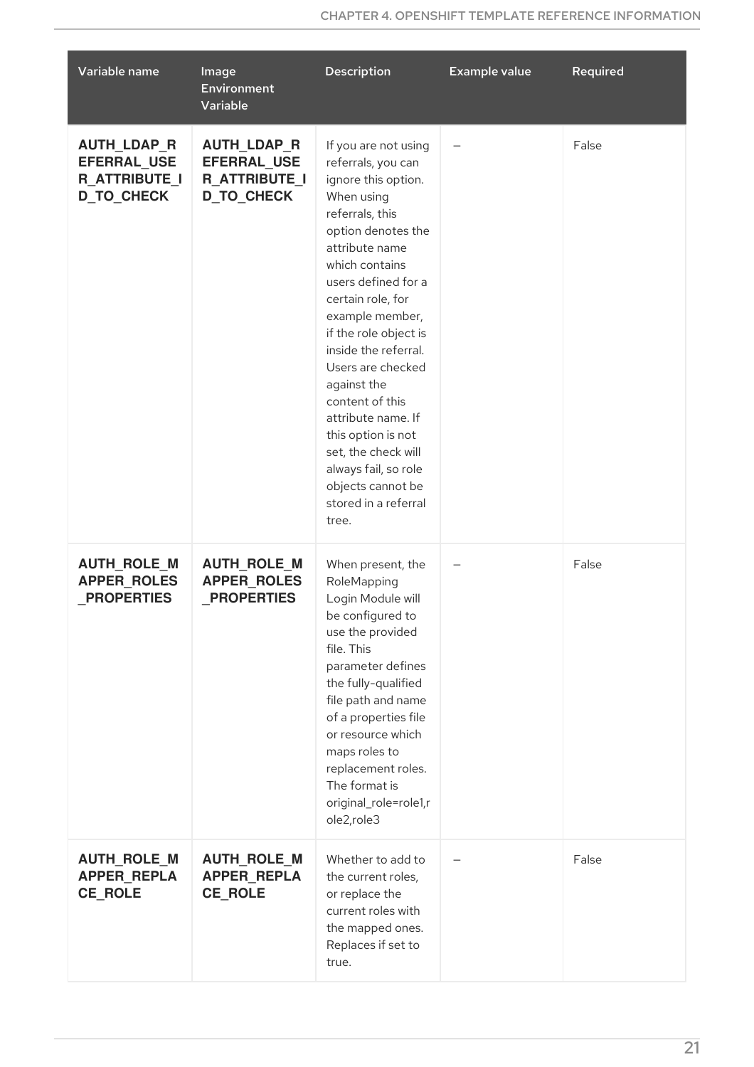| Variable name | Image Environment Variable | Description | Example value | Required |
| --- | --- | --- | --- | --- |
| **AUTH_LDAP_REFERRAL_USER_ATTRIBUTE_ID_TO_CHECK** | **AUTH_LDAP_REFERRAL_USER_ATTRIBUTE_ID_TO_CHECK** | If you are not using referrals, you can ignore this option. When using referrals, this option denotes the attribute name which contains users defined for a certain role, for example member, if the role object is inside the referral. Users are checked against the content of this attribute name. If this option is not set, the check will always fail, so role objects cannot be stored in a referral tree. | – | False |
| **AUTH_ROLE_MAPPER_ROLES_PROPERTIES** | **AUTH_ROLE_MAPPER_ROLES_PROPERTIES** | When present, the RoleMapping Login Module will be configured to use the provided file. This parameter defines the fully-qualified file path and name of a properties file or resource which maps roles to replacement roles. The format is original_role=role1,role2,role3 | – | False |
| **AUTH_ROLE_MAPPER_REPLACE_ROLE** | **AUTH_ROLE_MAPPER_REPLACE_ROLE** | Whether to add to the current roles, or replace the current roles with the mapped ones. Replaces if set to true. | – | False |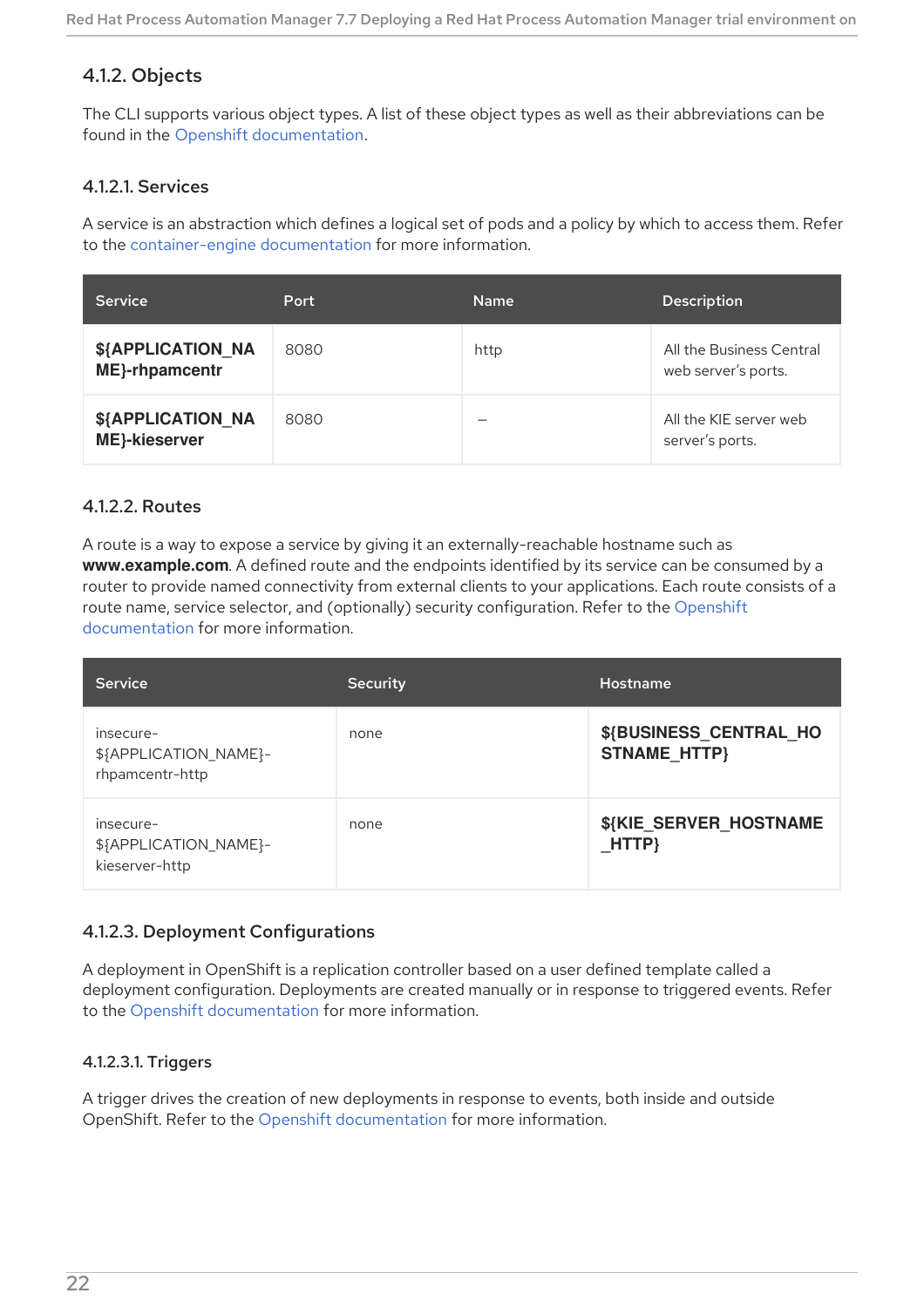### 4.1.2. Objects

The CLI supports various object types. A list of these object types as well as their abbreviations can be found in the Openshift documentation.

#### 4.1.2.1. Services

A service is an abstraction which defines a logical set of pods and a policy by which to access them. Refer to the container-engine documentation for more information.

| Service | Port | Name | Description |
| --- | --- | --- | --- |
| **${APPLICATION_NAME}-rhpamcentr** | 8080 | http | All the Business Central web server's ports. |
| **${APPLICATION_NAME}-kieserver** | 8080 | – | All the KIE server web server's ports. |

#### 4.1.2.2. Routes

A route is a way to expose a service by giving it an externally-reachable hostname such as **www.example.com**. A defined route and the endpoints identified by its service can be consumed by a router to provide named connectivity from external clients to your applications. Each route consists of a route name, service selector, and (optionally) security configuration. Refer to the Openshift documentation for more information.

| Service | Security | Hostname |
| --- | --- | --- |
| insecure-${APPLICATION_NAME}-rhpamcentr-http | none | **${BUSINESS_CENTRAL_HOSTNAME_HTTP}** |
| insecure-${APPLICATION_NAME}-kieserver-http | none | **${KIE_SERVER_HOSTNAME_HTTP}** |

#### 4.1.2.3. Deployment Configurations

A deployment in OpenShift is a replication controller based on a user defined template called a deployment configuration. Deployments are created manually or in response to triggered events. Refer to the Openshift documentation for more information.

##### 4.1.2.3.1. Triggers

A trigger drives the creation of new deployments in response to events, both inside and outside OpenShift. Refer to the Openshift documentation for more information.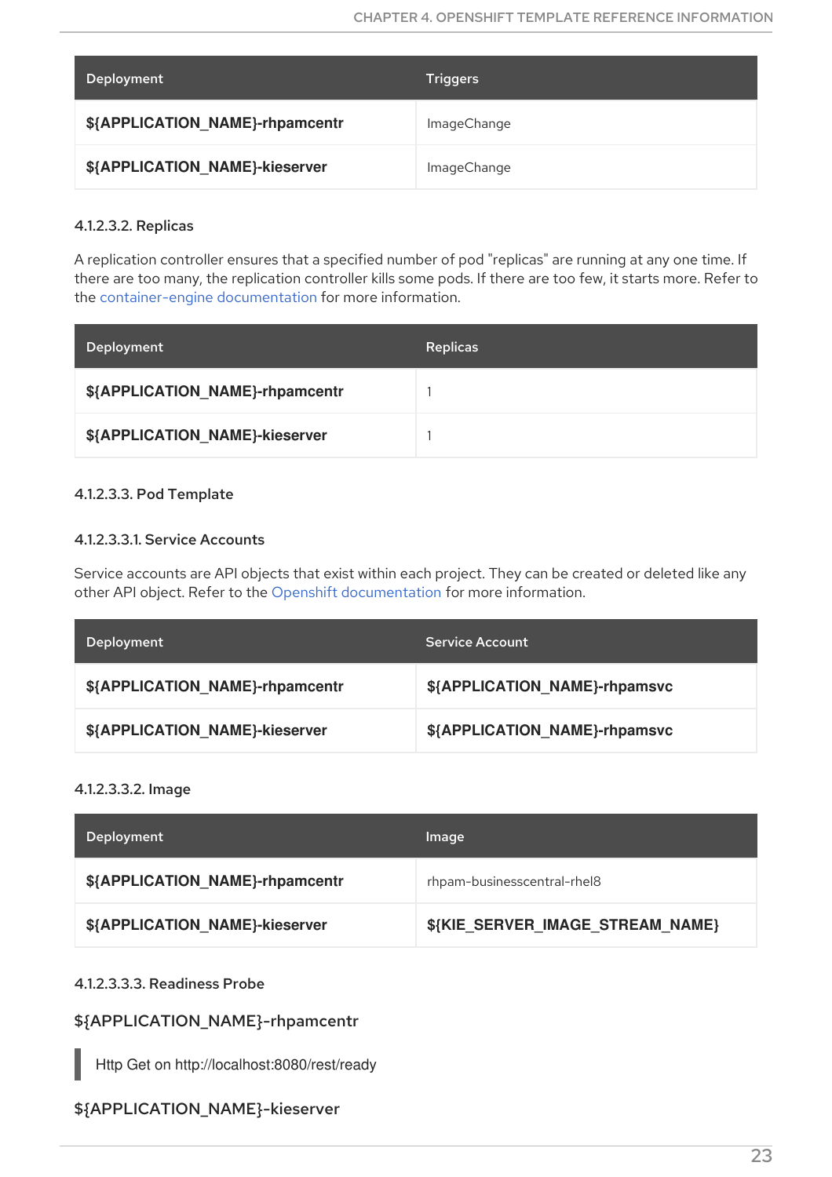| Deployment | Triggers |
| --- | --- |
| **${APPLICATION_NAME}-rhpamcentr** | ImageChange |
| **${APPLICATION_NAME}-kieserver** | ImageChange |

#### 4.1.2.3.2. Replicas

A replication controller ensures that a specified number of pod "replicas" are running at any one time. If there are too many, the replication controller kills some pods. If there are too few, it starts more. Refer to the container-engine documentation for more information.

| Deployment | Replicas |
| --- | --- |
| **${APPLICATION_NAME}-rhpamcentr** | 1 |
| **${APPLICATION_NAME}-kieserver** | 1 |

#### 4.1.2.3.3. Pod Template

##### 4.1.2.3.3.1. Service Accounts

Service accounts are API objects that exist within each project. They can be created or deleted like any other API object. Refer to the Openshift documentation for more information.

| Deployment | Service Account |
| --- | --- |
| **${APPLICATION_NAME}-rhpamcentr** | **${APPLICATION_NAME}-rhpamsvc** |
| **${APPLICATION_NAME}-kieserver** | **${APPLICATION_NAME}-rhpamsvc** |

##### 4.1.2.3.3.2. Image

| Deployment | Image |
| --- | --- |
| **${APPLICATION_NAME}-rhpamcentr** | rhpam-businesscentral-rhel8 |
| **${APPLICATION_NAME}-kieserver** | **${KIE_SERVER_IMAGE_STREAM_NAME}** |

##### 4.1.2.3.3.3. Readiness Probe

**${APPLICATION_NAME}-rhpamcentr**

> Http Get on http://localhost:8080/rest/ready

**${APPLICATION_NAME}-kieserver**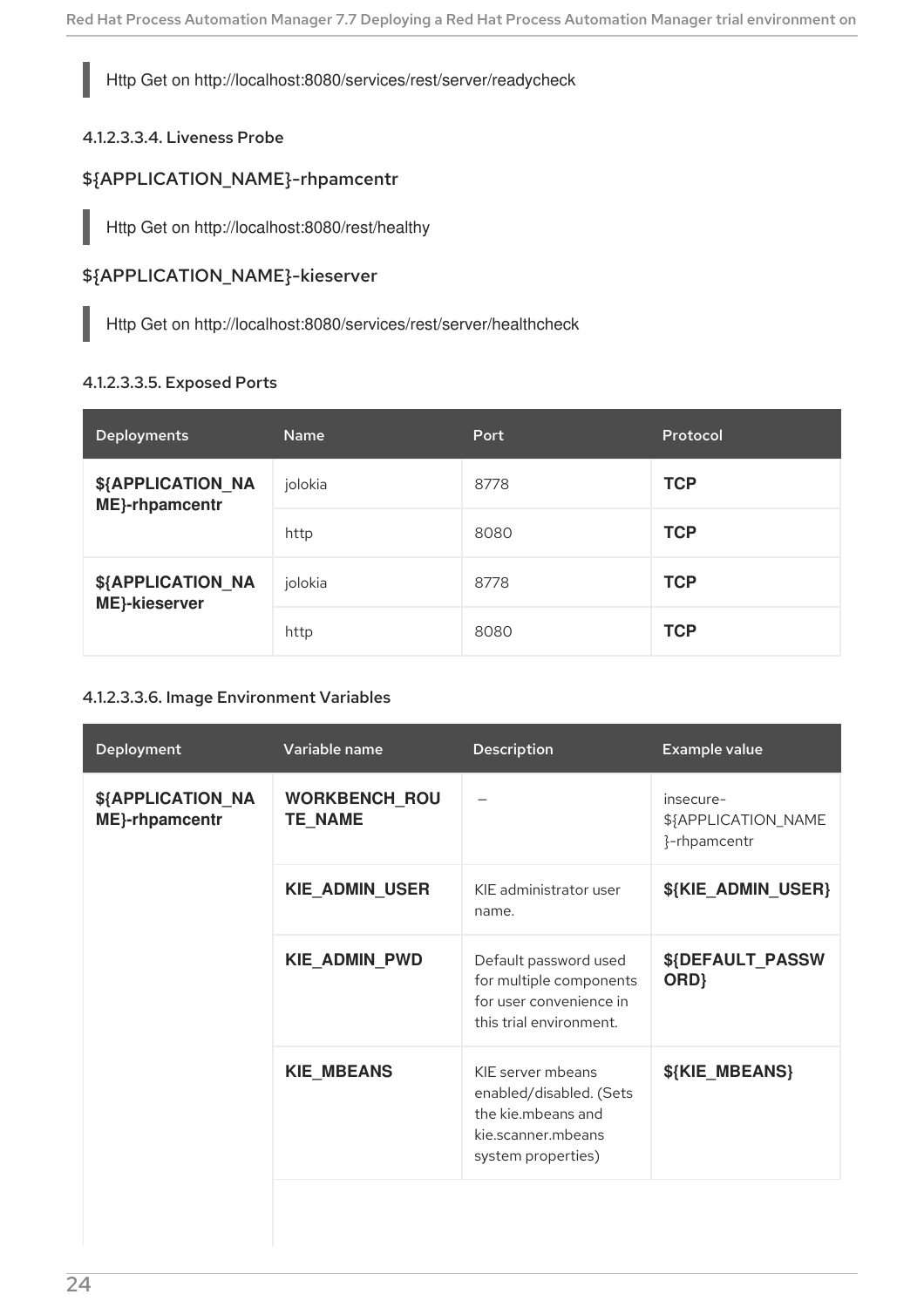```
Http Get on http://localhost:8080/services/rest/server/readycheck
```

#### 4.1.2.3.3.4. Liveness Probe

##### ${APPLICATION_NAME}-rhpamcentr

```
Http Get on http://localhost:8080/rest/healthy
```

##### ${APPLICATION_NAME}-kieserver

```
Http Get on http://localhost:8080/services/rest/server/healthcheck
```

#### 4.1.2.3.3.5. Exposed Ports

| Deployments | Name | Port | Protocol |
|---|---|---|---|
| **${APPLICATION_NAME}-rhpamcentr** | jolokia | 8778 | **TCP** |
| | http | 8080 | **TCP** |
| **${APPLICATION_NAME}-kieserver** | jolokia | 8778 | **TCP** |
| | http | 8080 | **TCP** |

#### 4.1.2.3.3.6. Image Environment Variables

| Deployment | Variable name | Description | Example value |
|---|---|---|---|
| **${APPLICATION_NAME}-rhpamcentr** | **WORKBENCH_ROUTE_NAME** | — | insecure-${APPLICATION_NAME}-rhpamcentr |
| | **KIE_ADMIN_USER** | KIE administrator user name. | **${KIE_ADMIN_USER}** |
| | **KIE_ADMIN_PWD** | Default password used for multiple components for user convenience in this trial environment. | **${DEFAULT_PASSWORD}** |
| | **KIE_MBEANS** | KIE server mbeans enabled/disabled. (Sets the kie.mbeans and kie.scanner.mbeans system properties) | **${KIE_MBEANS}** |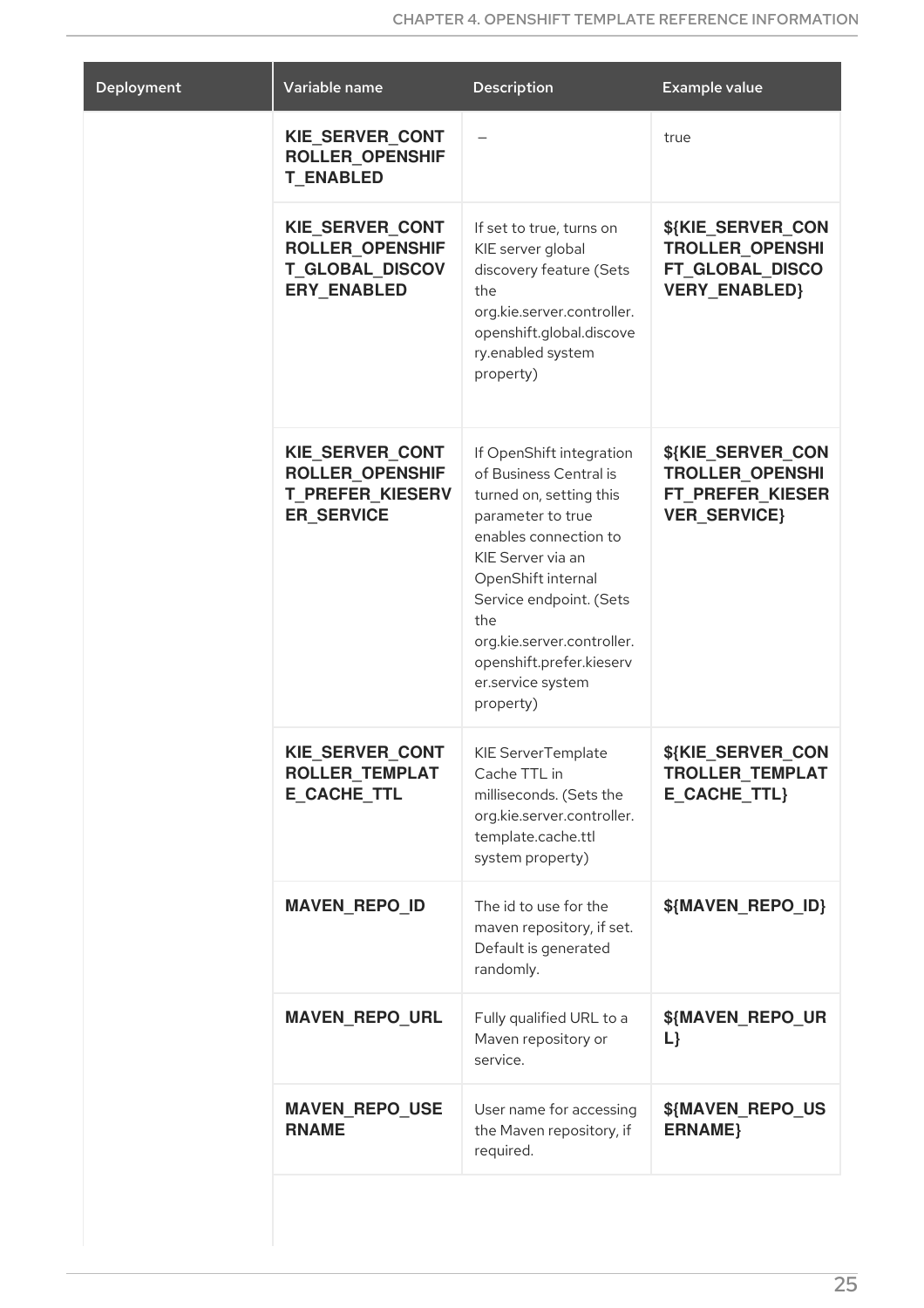| Deployment | Variable name | Description | Example value |
| --- | --- | --- | --- |
| | **KIE_SERVER_CONTROLLER_OPENSHIFT_ENABLED** | – | true |
| | **KIE_SERVER_CONTROLLER_OPENSHIFT_GLOBAL_DISCOVERY_ENABLED** | If set to true, turns on KIE server global discovery feature (Sets the org.kie.server.controller.openshift.global.discovery.enabled system property) | **${KIE_SERVER_CONTROLLER_OPENSHIFT_GLOBAL_DISCOVERY_ENABLED}** |
| | **KIE_SERVER_CONTROLLER_OPENSHIFT_PREFER_KIESERVER_SERVICE** | If OpenShift integration of Business Central is turned on, setting this parameter to true enables connection to KIE Server via an OpenShift internal Service endpoint. (Sets the org.kie.server.controller.openshift.prefer.kieserver.service system property) | **${KIE_SERVER_CONTROLLER_OPENSHIFT_PREFER_KIESERVER_SERVICE}** |
| | **KIE_SERVER_CONTROLLER_TEMPLATE_CACHE_TTL** | KIE ServerTemplate Cache TTL in milliseconds. (Sets the org.kie.server.controller.template.cache.ttl system property) | **${KIE_SERVER_CONTROLLER_TEMPLATE_CACHE_TTL}** |
| | **MAVEN_REPO_ID** | The id to use for the maven repository, if set. Default is generated randomly. | **${MAVEN_REPO_ID}** |
| | **MAVEN_REPO_URL** | Fully qualified URL to a Maven repository or service. | **${MAVEN_REPO_URL}** |
| | **MAVEN_REPO_USERNAME** | User name for accessing the Maven repository, if required. | **${MAVEN_REPO_USERNAME}** |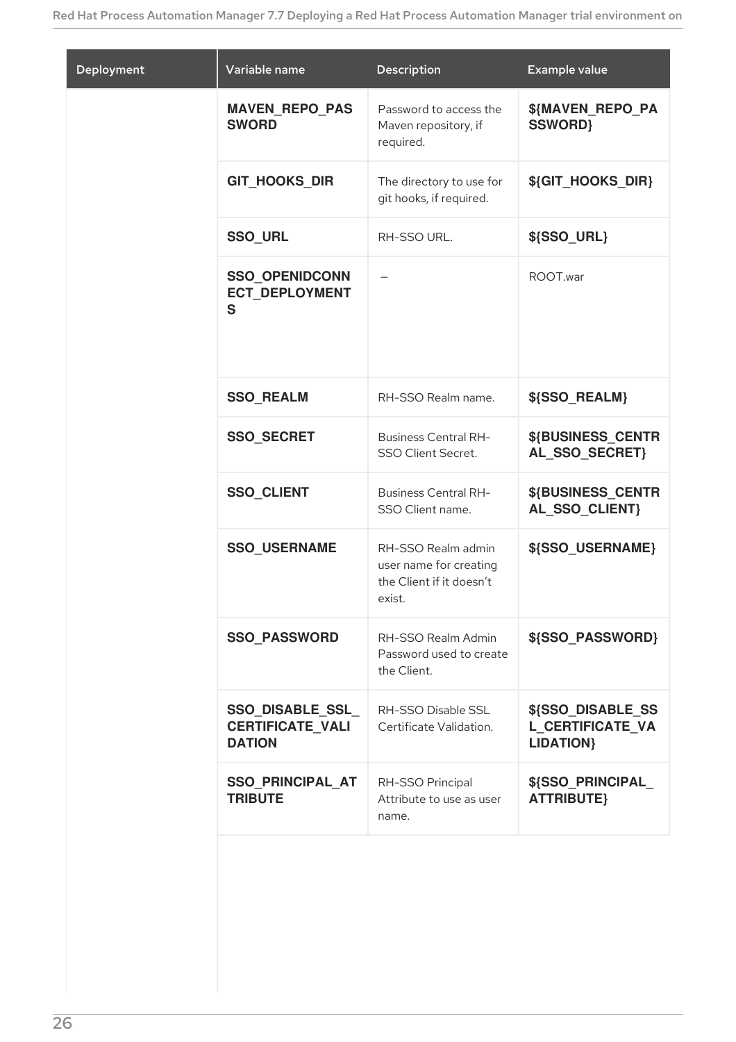| Deployment | Variable name | Description | Example value |
| --- | --- | --- | --- |
| | **MAVEN_REPO_PASSWORD** | Password to access the Maven repository, if required. | **${MAVEN_REPO_PASSWORD}** |
| | **GIT_HOOKS_DIR** | The directory to use for git hooks, if required. | **${GIT_HOOKS_DIR}** |
| | **SSO_URL** | RH-SSO URL. | **${SSO_URL}** |
| | **SSO_OPENIDCONNECT_DEPLOYMENTS** | – | ROOT.war |
| | **SSO_REALM** | RH-SSO Realm name. | **${SSO_REALM}** |
| | **SSO_SECRET** | Business Central RH-SSO Client Secret. | **${BUSINESS_CENTRAL_SSO_SECRET}** |
| | **SSO_CLIENT** | Business Central RH-SSO Client name. | **${BUSINESS_CENTRAL_SSO_CLIENT}** |
| | **SSO_USERNAME** | RH-SSO Realm admin user name for creating the Client if it doesn't exist. | **${SSO_USERNAME}** |
| | **SSO_PASSWORD** | RH-SSO Realm Admin Password used to create the Client. | **${SSO_PASSWORD}** |
| | **SSO_DISABLE_SSL_CERTIFICATE_VALIDATION** | RH-SSO Disable SSL Certificate Validation. | **${SSO_DISABLE_SSL_CERTIFICATE_VALIDATION}** |
| | **SSO_PRINCIPAL_ATTRIBUTE** | RH-SSO Principal Attribute to use as user name. | **${SSO_PRINCIPAL_ATTRIBUTE}** |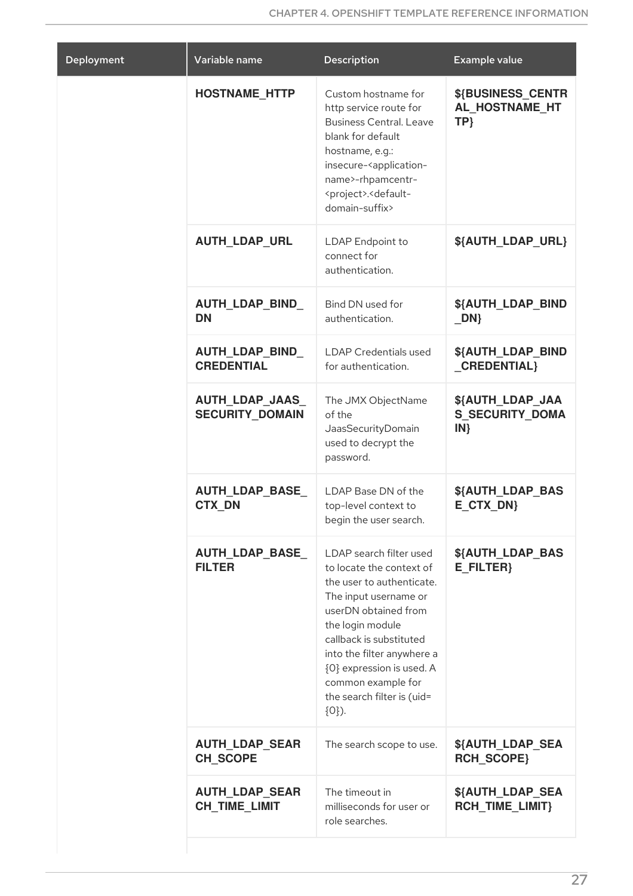| Deployment | Variable name | Description | Example value |
| --- | --- | --- | --- |
| | **HOSTNAME_HTTP** | Custom hostname for http service route for Business Central. Leave blank for default hostname, e.g.: insecure-<application-name>-rhpamcentr-<project>.<default-domain-suffix> | **${BUSINESS_CENTRAL_HOSTNAME_HTTP}** |
| | **AUTH_LDAP_URL** | LDAP Endpoint to connect for authentication. | **${AUTH_LDAP_URL}** |
| | **AUTH_LDAP_BIND_DN** | Bind DN used for authentication. | **${AUTH_LDAP_BIND_DN}** |
| | **AUTH_LDAP_BIND_CREDENTIAL** | LDAP Credentials used for authentication. | **${AUTH_LDAP_BIND_CREDENTIAL}** |
| | **AUTH_LDAP_JAAS_SECURITY_DOMAIN** | The JMX ObjectName of the JaasSecurityDomain used to decrypt the password. | **${AUTH_LDAP_JAAS_SECURITY_DOMAIN}** |
| | **AUTH_LDAP_BASE_CTX_DN** | LDAP Base DN of the top-level context to begin the user search. | **${AUTH_LDAP_BASE_CTX_DN}** |
| | **AUTH_LDAP_BASE_FILTER** | LDAP search filter used to locate the context of the user to authenticate. The input username or userDN obtained from the login module callback is substituted into the filter anywhere a {0} expression is used. A common example for the search filter is (uid={0}). | **${AUTH_LDAP_BASE_FILTER}** |
| | **AUTH_LDAP_SEARCH_SCOPE** | The search scope to use. | **${AUTH_LDAP_SEARCH_SCOPE}** |
| | **AUTH_LDAP_SEARCH_TIME_LIMIT** | The timeout in milliseconds for user or role searches. | **${AUTH_LDAP_SEARCH_TIME_LIMIT}** |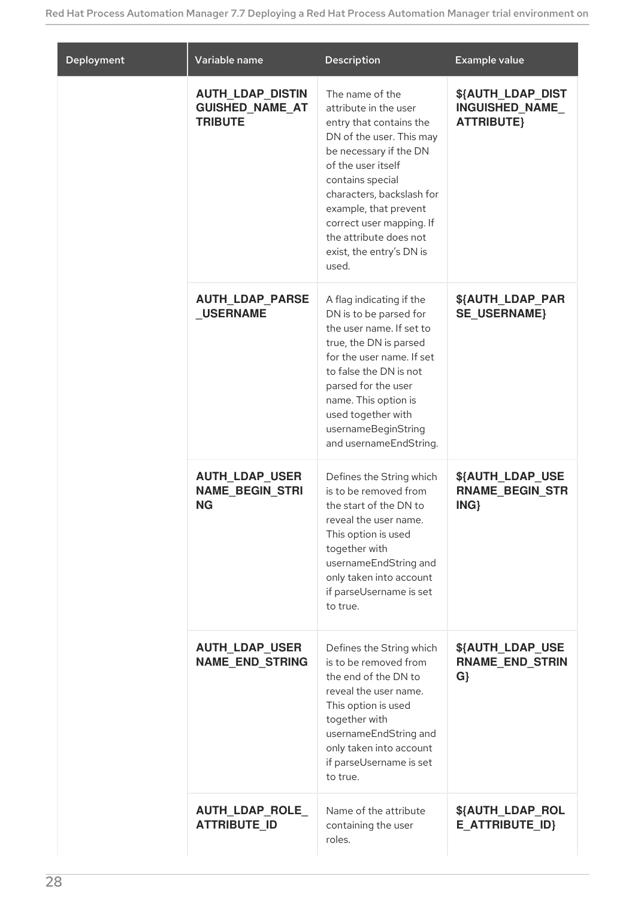| Deployment | Variable name | Description | Example value |
| --- | --- | --- | --- |
| | **AUTH_LDAP_DISTINGUISHED_NAME_ATTRIBUTE** | The name of the attribute in the user entry that contains the DN of the user. This may be necessary if the DN of the user itself contains special characters, backslash for example, that prevent correct user mapping. If the attribute does not exist, the entry's DN is used. | **${AUTH_LDAP_DISTINGUISHED_NAME_ATTRIBUTE}** |
| | **AUTH_LDAP_PARSE_USERNAME** | A flag indicating if the DN is to be parsed for the user name. If set to true, the DN is parsed for the user name. If set to false the DN is not parsed for the user name. This option is used together with usernameBeginString and usernameEndString. | **${AUTH_LDAP_PARSE_USERNAME}** |
| | **AUTH_LDAP_USERNAME_BEGIN_STRING** | Defines the String which is to be removed from the start of the DN to reveal the user name. This option is used together with usernameEndString and only taken into account if parseUsername is set to true. | **${AUTH_LDAP_USERNAME_BEGIN_STRING}** |
| | **AUTH_LDAP_USERNAME_END_STRING** | Defines the String which is to be removed from the end of the DN to reveal the user name. This option is used together with usernameEndString and only taken into account if parseUsername is set to true. | **${AUTH_LDAP_USERNAME_END_STRING}** |
| | **AUTH_LDAP_ROLE_ATTRIBUTE_ID** | Name of the attribute containing the user roles. | **${AUTH_LDAP_ROLE_ATTRIBUTE_ID}** |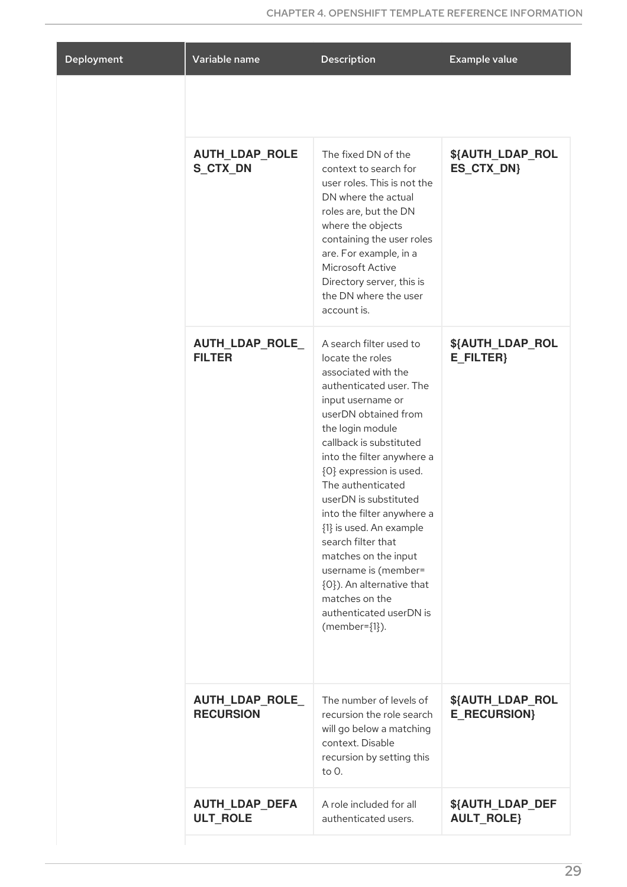| Deployment | Variable name | Description | Example value |
|---|---|---|---|
| | | | |
| | **AUTH_LDAP_ROLES_CTX_DN** | The fixed DN of the context to search for user roles. This is not the DN where the actual roles are, but the DN where the objects containing the user roles are. For example, in a Microsoft Active Directory server, this is the DN where the user account is. | **${AUTH_LDAP_ROLES_CTX_DN}** |
| | **AUTH_LDAP_ROLE_FILTER** | A search filter used to locate the roles associated with the authenticated user. The input username or userDN obtained from the login module callback is substituted into the filter anywhere a {0} expression is used. The authenticated userDN is substituted into the filter anywhere a {1} is used. An example search filter that matches on the input username is (member={0}). An alternative that matches on the authenticated userDN is (member={1}). | **${AUTH_LDAP_ROLE_FILTER}** |
| | **AUTH_LDAP_ROLE_RECURSION** | The number of levels of recursion the role search will go below a matching context. Disable recursion by setting this to 0. | **${AUTH_LDAP_ROLE_RECURSION}** |
| | **AUTH_LDAP_DEFAULT_ROLE** | A role included for all authenticated users. | **${AUTH_LDAP_DEFAULT_ROLE}** |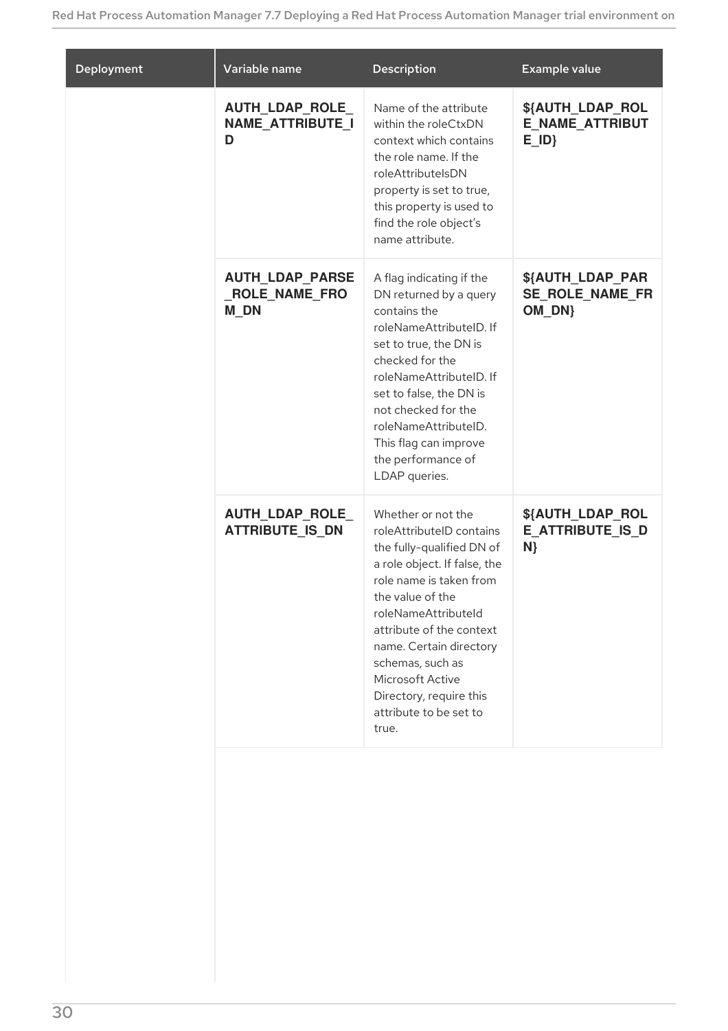| Deployment | Variable name | Description | Example value |
| --- | --- | --- | --- |
| | **AUTH_LDAP_ROLE_NAME_ATTRIBUTE_ID** | Name of the attribute within the roleCtxDN context which contains the role name. If the roleAttributeIsDN property is set to true, this property is used to find the role object's name attribute. | **${AUTH_LDAP_ROLE_NAME_ATTRIBUTE_ID}** |
| | **AUTH_LDAP_PARSE_ROLE_NAME_FROM_DN** | A flag indicating if the DN returned by a query contains the roleNameAttributeID. If set to true, the DN is checked for the roleNameAttributeID. If set to false, the DN is not checked for the roleNameAttributeID. This flag can improve the performance of LDAP queries. | **${AUTH_LDAP_PARSE_ROLE_NAME_FROM_DN}** |
| | **AUTH_LDAP_ROLE_ATTRIBUTE_IS_DN** | Whether or not the roleAttributeID contains the fully-qualified DN of a role object. If false, the role name is taken from the value of the roleNameAttributeId attribute of the context name. Certain directory schemas, such as Microsoft Active Directory, require this attribute to be set to true. | **${AUTH_LDAP_ROLE_ATTRIBUTE_IS_DN}** |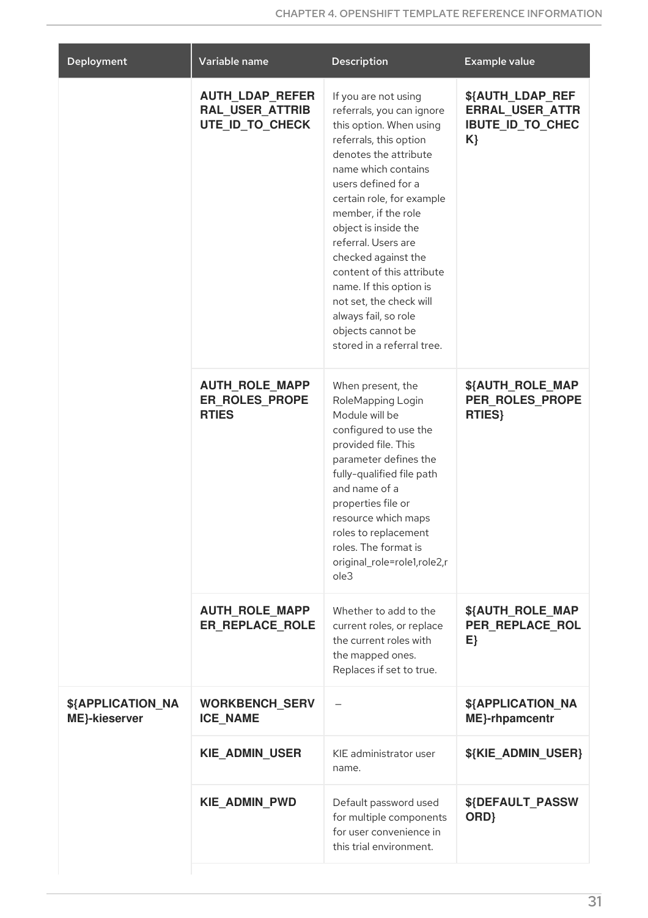| Deployment | Variable name | Description | Example value |
| --- | --- | --- | --- |
| | **AUTH_LDAP_REFERRAL_USER_ATTRIBUTE_ID_TO_CHECK** | If you are not using referrals, you can ignore this option. When using referrals, this option denotes the attribute name which contains users defined for a certain role, for example member, if the role object is inside the referral. Users are checked against the content of this attribute name. If this option is not set, the check will always fail, so role objects cannot be stored in a referral tree. | **${AUTH_LDAP_REFERRAL_USER_ATTRIBUTE_ID_TO_CHECK}** |
| | **AUTH_ROLE_MAPPER_ROLES_PROPERTIES** | When present, the RoleMapping Login Module will be configured to use the provided file. This parameter defines the fully-qualified file path and name of a properties file or resource which maps roles to replacement roles. The format is original_role=role1,role2,role3 | **${AUTH_ROLE_MAPPER_ROLES_PROPERTIES}** |
| | **AUTH_ROLE_MAPPER_REPLACE_ROLE** | Whether to add to the current roles, or replace the current roles with the mapped ones. Replaces if set to true. | **${AUTH_ROLE_MAPPER_REPLACE_ROLE}** |
| **${APPLICATION_NAME}-kieserver** | **WORKBENCH_SERVICE_NAME** | – | **${APPLICATION_NAME}-rhpamcentr** |
| | **KIE_ADMIN_USER** | KIE administrator user name. | **${KIE_ADMIN_USER}** |
| | **KIE_ADMIN_PWD** | Default password used for multiple components for user convenience in this trial environment. | **${DEFAULT_PASSWORD}** |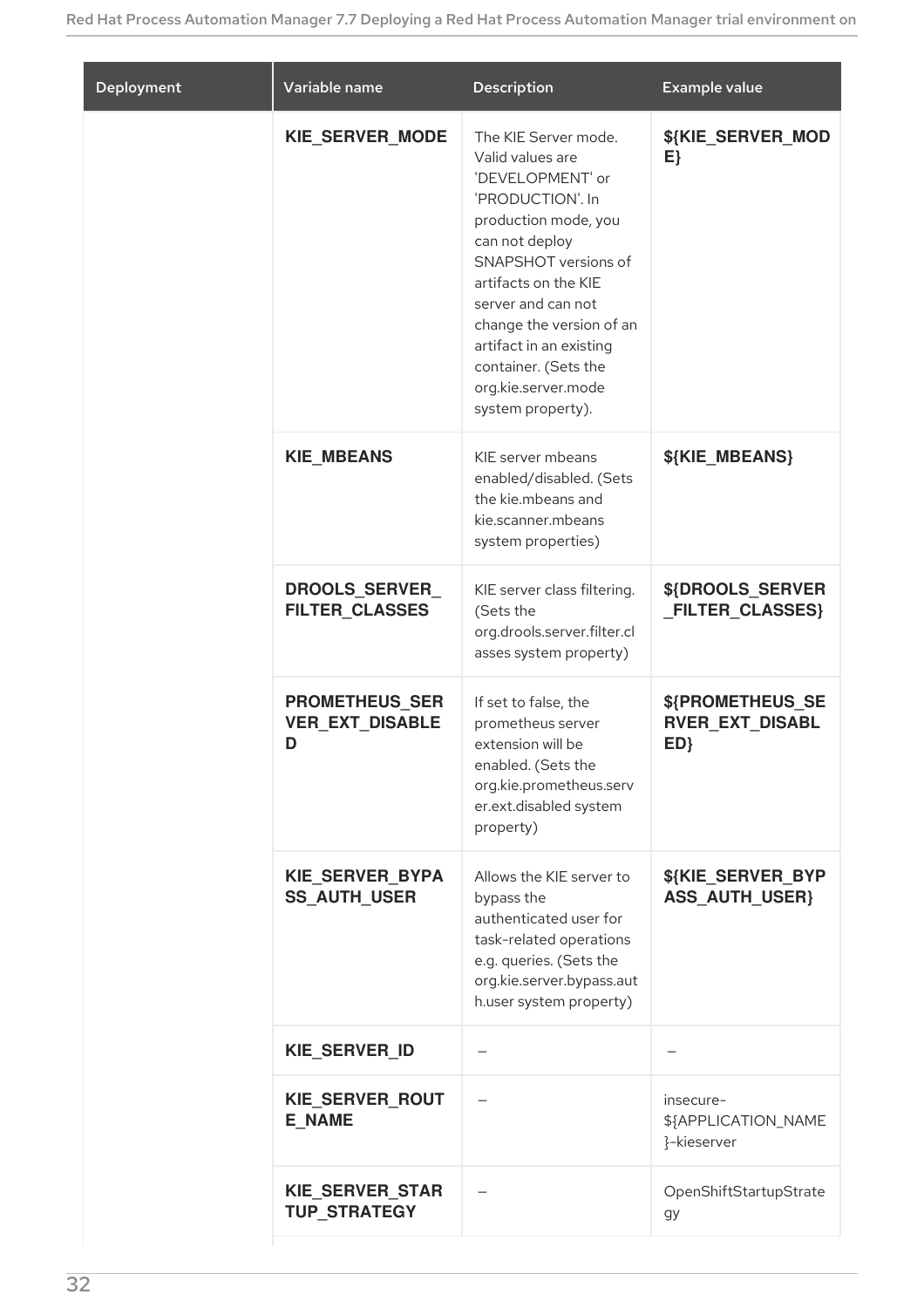| Deployment | Variable name | Description | Example value |
| --- | --- | --- | --- |
| | **KIE_SERVER_MODE** | The KIE Server mode. Valid values are 'DEVELOPMENT' or 'PRODUCTION'. In production mode, you can not deploy SNAPSHOT versions of artifacts on the KIE server and can not change the version of an artifact in an existing container. (Sets the org.kie.server.mode system property). | **${KIE_SERVER_MODE}** |
| | **KIE_MBEANS** | KIE server mbeans enabled/disabled. (Sets the kie.mbeans and kie.scanner.mbeans system properties) | **${KIE_MBEANS}** |
| | **DROOLS_SERVER_FILTER_CLASSES** | KIE server class filtering. (Sets the org.drools.server.filter.classes system property) | **${DROOLS_SERVER_FILTER_CLASSES}** |
| | **PROMETHEUS_SERVER_EXT_DISABLED** | If set to false, the prometheus server extension will be enabled. (Sets the org.kie.prometheus.server.ext.disabled system property) | **${PROMETHEUS_SERVER_EXT_DISABLED}** |
| | **KIE_SERVER_BYPASS_AUTH_USER** | Allows the KIE server to bypass the authenticated user for task-related operations e.g. queries. (Sets the org.kie.server.bypass.auth.user system property) | **${KIE_SERVER_BYPASS_AUTH_USER}** |
| | **KIE_SERVER_ID** | – | – |
| | **KIE_SERVER_ROUTE_NAME** | – | insecure-${APPLICATION_NAME}-kieserver |
| | **KIE_SERVER_STARTUP_STRATEGY** | – | OpenShiftStartupStrategy |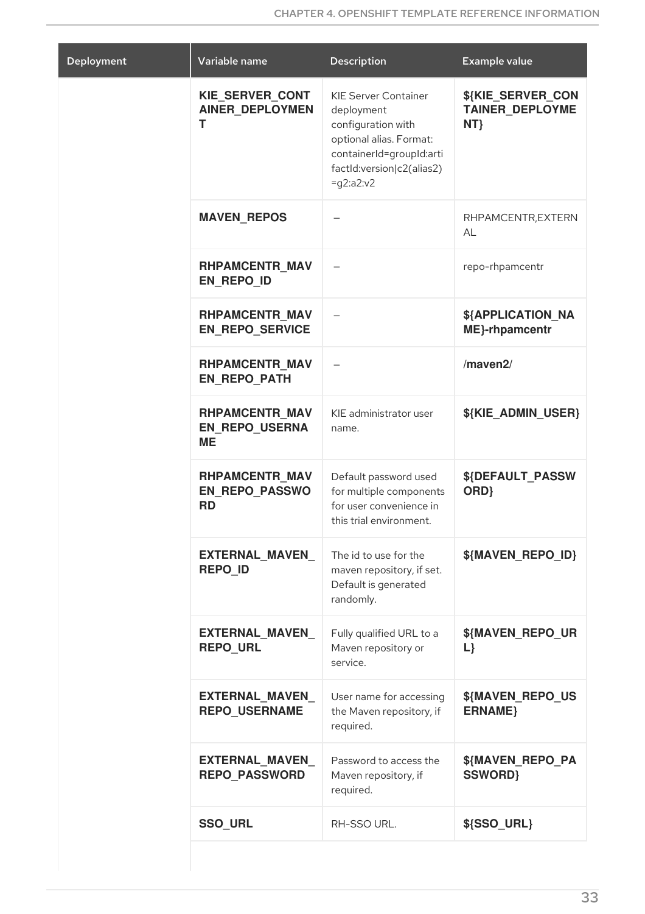| Deployment | Variable name | Description | Example value |
| --- | --- | --- | --- |
| | **KIE_SERVER_CONTAINER_DEPLOYMENT** | KIE Server Container deployment configuration with optional alias. Format: containerId=groupId:artifactId:version\|c2(alias2)=g2:a2:v2 | **${KIE_SERVER_CONTAINER_DEPLOYMENT}** |
| | **MAVEN_REPOS** | – | RHPAMCENTR,EXTERNAL |
| | **RHPAMCENTR_MAVEN_REPO_ID** | – | repo-rhpamcentr |
| | **RHPAMCENTR_MAVEN_REPO_SERVICE** | – | **${APPLICATION_NAME}-rhpamcentr** |
| | **RHPAMCENTR_MAVEN_REPO_PATH** | – | **/maven2/** |
| | **RHPAMCENTR_MAVEN_REPO_USERNAME** | KIE administrator user name. | **${KIE_ADMIN_USER}** |
| | **RHPAMCENTR_MAVEN_REPO_PASSWORD** | Default password used for multiple components for user convenience in this trial environment. | **${DEFAULT_PASSWORD}** |
| | **EXTERNAL_MAVEN_REPO_ID** | The id to use for the maven repository, if set. Default is generated randomly. | **${MAVEN_REPO_ID}** |
| | **EXTERNAL_MAVEN_REPO_URL** | Fully qualified URL to a Maven repository or service. | **${MAVEN_REPO_URL}** |
| | **EXTERNAL_MAVEN_REPO_USERNAME** | User name for accessing the Maven repository, if required. | **${MAVEN_REPO_USERNAME}** |
| | **EXTERNAL_MAVEN_REPO_PASSWORD** | Password to access the Maven repository, if required. | **${MAVEN_REPO_PASSWORD}** |
| | **SSO_URL** | RH-SSO URL. | **${SSO_URL}** |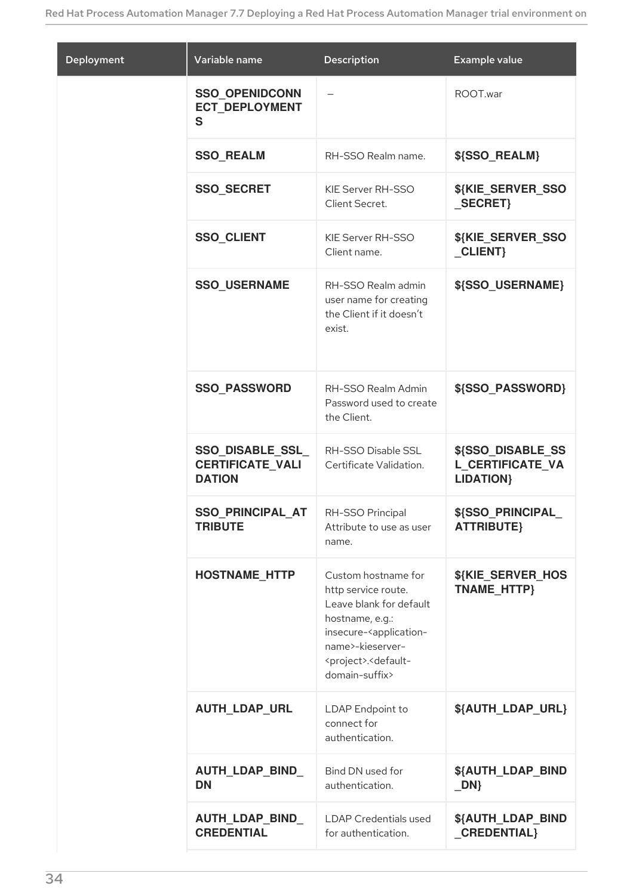| Deployment | Variable name | Description | Example value |
| --- | --- | --- | --- |
| | **SSO_OPENIDCONNECT_DEPLOYMENTS** | – | ROOT.war |
| | **SSO_REALM** | RH-SSO Realm name. | **${SSO_REALM}** |
| | **SSO_SECRET** | KIE Server RH-SSO Client Secret. | **${KIE_SERVER_SSO_SECRET}** |
| | **SSO_CLIENT** | KIE Server RH-SSO Client name. | **${KIE_SERVER_SSO_CLIENT}** |
| | **SSO_USERNAME** | RH-SSO Realm admin user name for creating the Client if it doesn't exist. | **${SSO_USERNAME}** |
| | **SSO_PASSWORD** | RH-SSO Realm Admin Password used to create the Client. | **${SSO_PASSWORD}** |
| | **SSO_DISABLE_SSL_CERTIFICATE_VALIDATION** | RH-SSO Disable SSL Certificate Validation. | **${SSO_DISABLE_SSL_CERTIFICATE_VALIDATION}** |
| | **SSO_PRINCIPAL_ATTRIBUTE** | RH-SSO Principal Attribute to use as user name. | **${SSO_PRINCIPAL_ATTRIBUTE}** |
| | **HOSTNAME_HTTP** | Custom hostname for http service route. Leave blank for default hostname, e.g.: insecure-<application-name>-kieserver-<project>.<default-domain-suffix> | **${KIE_SERVER_HOSTNAME_HTTP}** |
| | **AUTH_LDAP_URL** | LDAP Endpoint to connect for authentication. | **${AUTH_LDAP_URL}** |
| | **AUTH_LDAP_BIND_DN** | Bind DN used for authentication. | **${AUTH_LDAP_BIND_DN}** |
| | **AUTH_LDAP_BIND_CREDENTIAL** | LDAP Credentials used for authentication. | **${AUTH_LDAP_BIND_CREDENTIAL}** |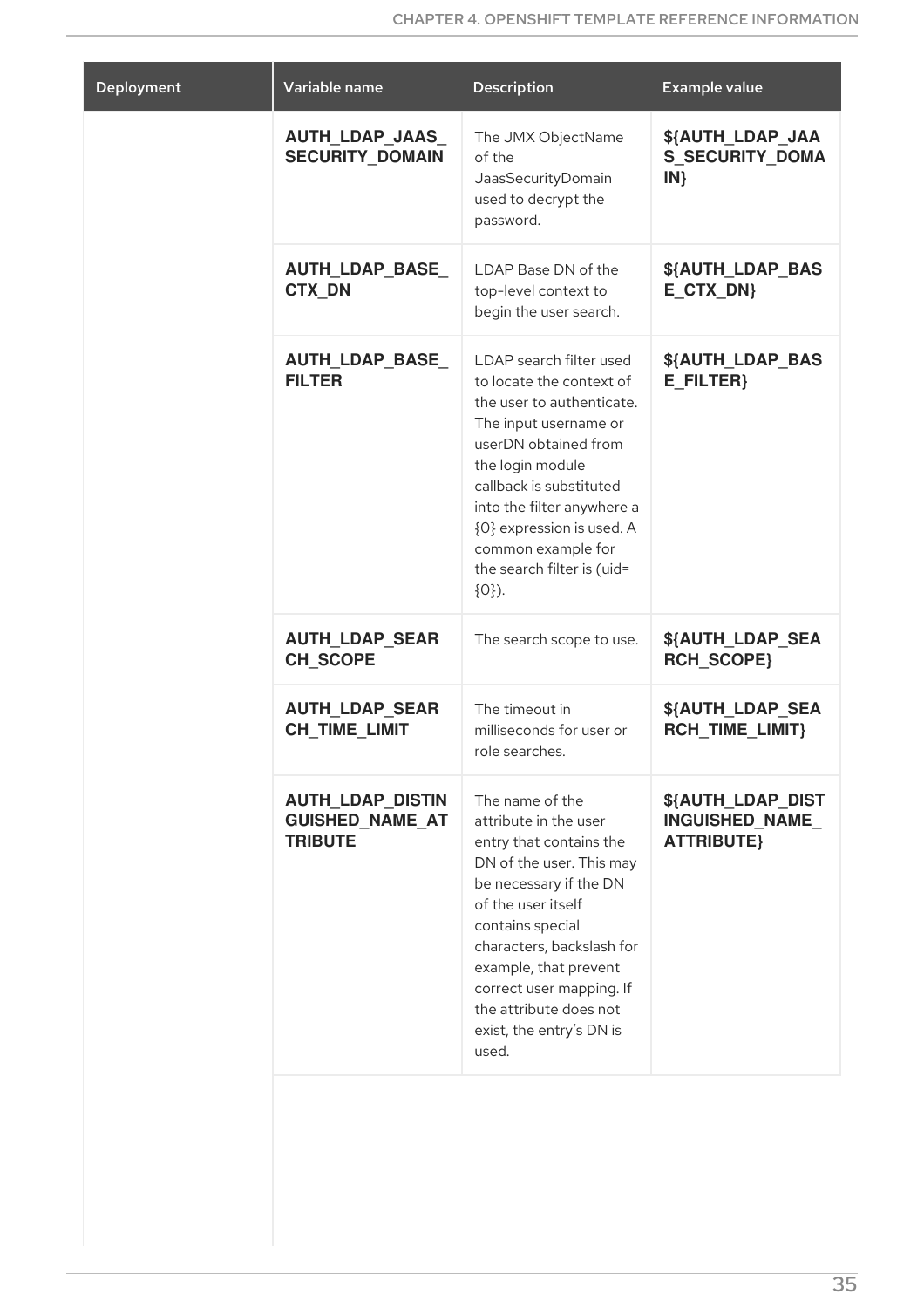| Deployment | Variable name | Description | Example value |
| --- | --- | --- | --- |
| | **AUTH_LDAP_JAAS_SECURITY_DOMAIN** | The JMX ObjectName of the JaasSecurityDomain used to decrypt the password. | **${AUTH_LDAP_JAAS_SECURITY_DOMAIN}** |
| | **AUTH_LDAP_BASE_CTX_DN** | LDAP Base DN of the top-level context to begin the user search. | **${AUTH_LDAP_BASE_CTX_DN}** |
| | **AUTH_LDAP_BASE_FILTER** | LDAP search filter used to locate the context of the user to authenticate. The input username or userDN obtained from the login module callback is substituted into the filter anywhere a {0} expression is used. A common example for the search filter is (uid={0}). | **${AUTH_LDAP_BASE_FILTER}** |
| | **AUTH_LDAP_SEARCH_SCOPE** | The search scope to use. | **${AUTH_LDAP_SEARCH_SCOPE}** |
| | **AUTH_LDAP_SEARCH_TIME_LIMIT** | The timeout in milliseconds for user or role searches. | **${AUTH_LDAP_SEARCH_TIME_LIMIT}** |
| | **AUTH_LDAP_DISTINGUISHED_NAME_ATTRIBUTE** | The name of the attribute in the user entry that contains the DN of the user. This may be necessary if the DN of the user itself contains special characters, backslash for example, that prevent correct user mapping. If the attribute does not exist, the entry's DN is used. | **${AUTH_LDAP_DISTINGUISHED_NAME_ATTRIBUTE}** |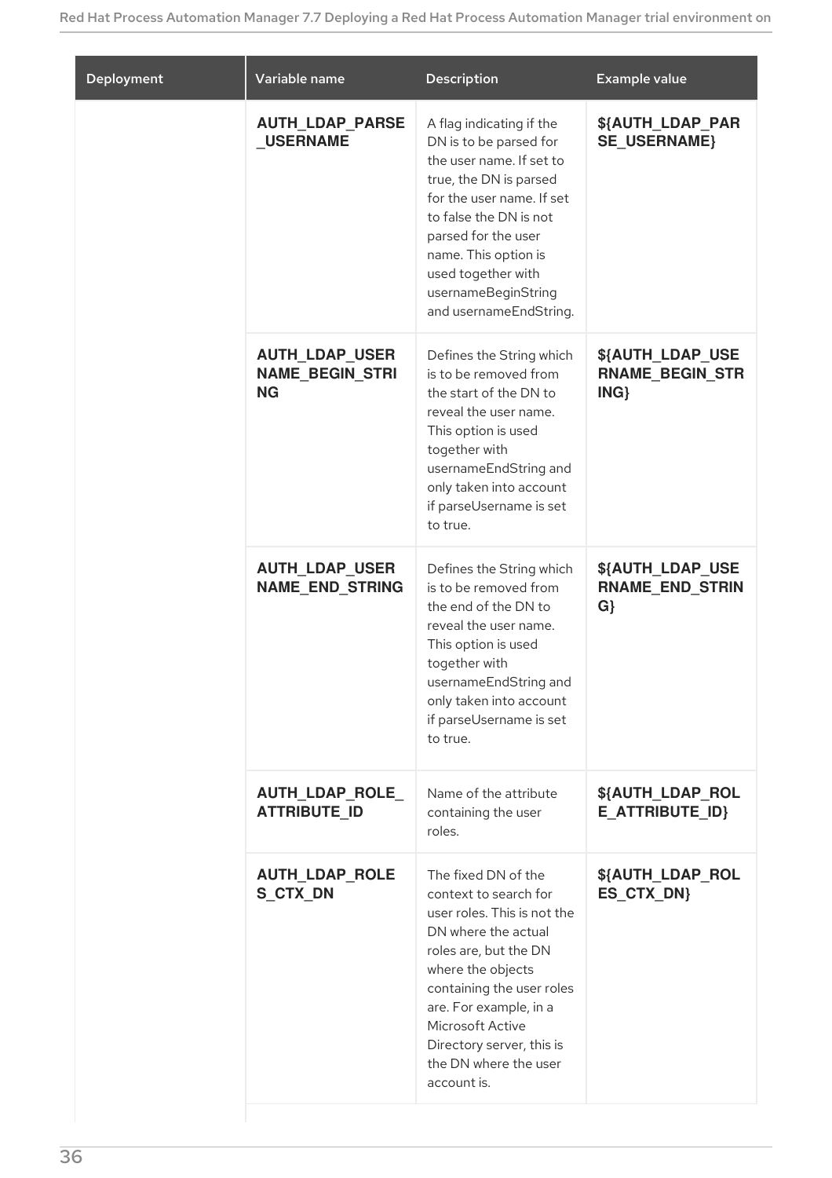| Deployment | Variable name | Description | Example value |
| --- | --- | --- | --- |
| | **AUTH_LDAP_PARSE_USERNAME** | A flag indicating if the DN is to be parsed for the user name. If set to true, the DN is parsed for the user name. If set to false the DN is not parsed for the user name. This option is used together with usernameBeginString and usernameEndString. | **${AUTH_LDAP_PARSE_USERNAME}** |
| | **AUTH_LDAP_USERNAME_BEGIN_STRING** | Defines the String which is to be removed from the start of the DN to reveal the user name. This option is used together with usernameEndString and only taken into account if parseUsername is set to true. | **${AUTH_LDAP_USERNAME_BEGIN_STRING}** |
| | **AUTH_LDAP_USERNAME_END_STRING** | Defines the String which is to be removed from the end of the DN to reveal the user name. This option is used together with usernameEndString and only taken into account if parseUsername is set to true. | **${AUTH_LDAP_USERNAME_END_STRING}** |
| | **AUTH_LDAP_ROLE_ATTRIBUTE_ID** | Name of the attribute containing the user roles. | **${AUTH_LDAP_ROLE_ATTRIBUTE_ID}** |
| | **AUTH_LDAP_ROLES_CTX_DN** | The fixed DN of the context to search for user roles. This is not the DN where the actual roles are, but the DN where the objects containing the user roles are. For example, in a Microsoft Active Directory server, this is the DN where the user account is. | **${AUTH_LDAP_ROLES_CTX_DN}** |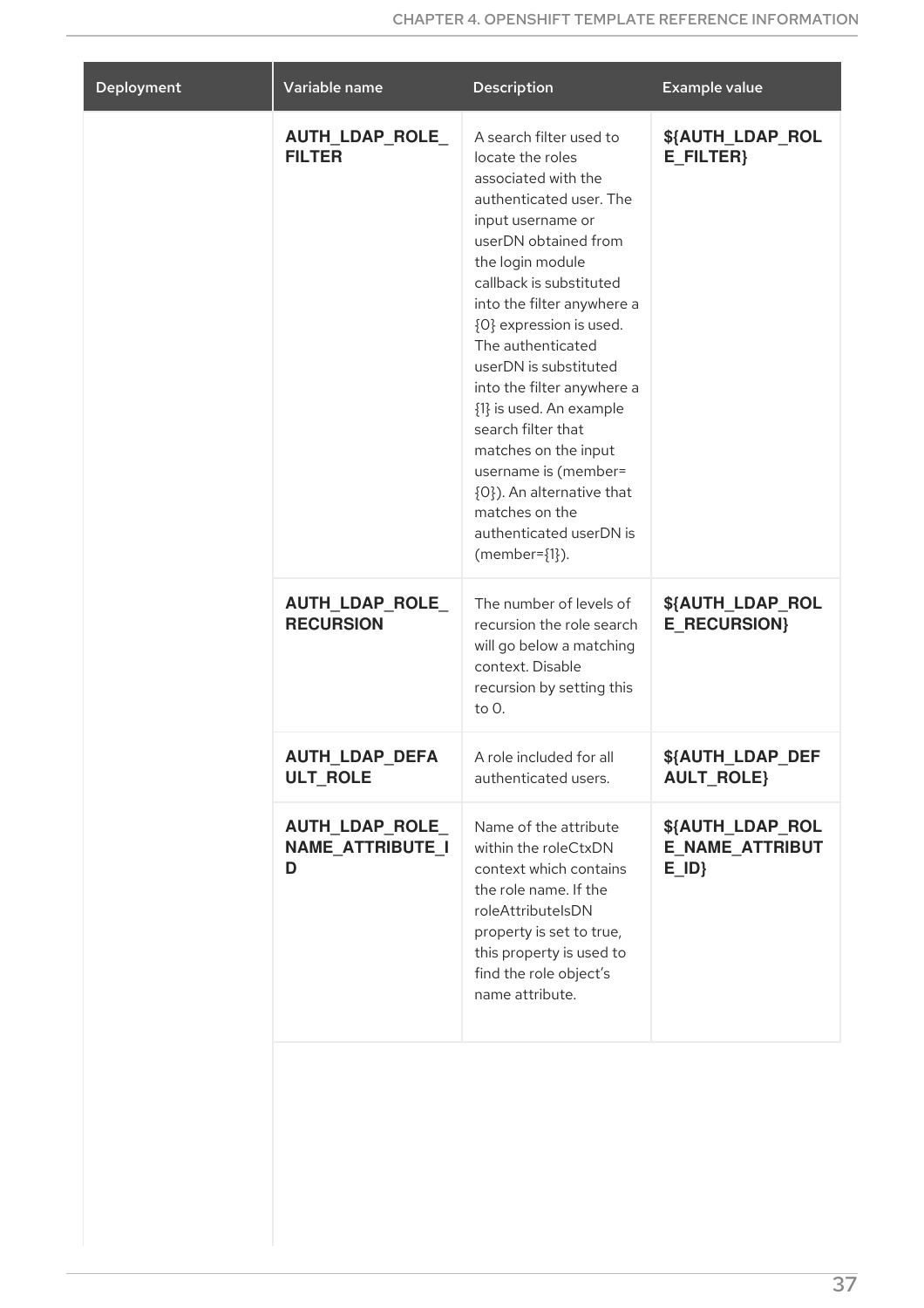| Deployment | Variable name | Description | Example value |
| --- | --- | --- | --- |
| | **AUTH_LDAP_ROLE_FILTER** | A search filter used to locate the roles associated with the authenticated user. The input username or userDN obtained from the login module callback is substituted into the filter anywhere a {0} expression is used. The authenticated userDN is substituted into the filter anywhere a {1} is used. An example search filter that matches on the input username is (member={0}). An alternative that matches on the authenticated userDN is (member={1}). | **${AUTH_LDAP_ROLE_FILTER}** |
| | **AUTH_LDAP_ROLE_RECURSION** | The number of levels of recursion the role search will go below a matching context. Disable recursion by setting this to 0. | **${AUTH_LDAP_ROLE_RECURSION}** |
| | **AUTH_LDAP_DEFAULT_ROLE** | A role included for all authenticated users. | **${AUTH_LDAP_DEFAULT_ROLE}** |
| | **AUTH_LDAP_ROLE_NAME_ATTRIBUTE_ID** | Name of the attribute within the roleCtxDN context which contains the role name. If the roleAttributeIsDN property is set to true, this property is used to find the role object's name attribute. | **${AUTH_LDAP_ROLE_NAME_ATTRIBUTE_ID}** |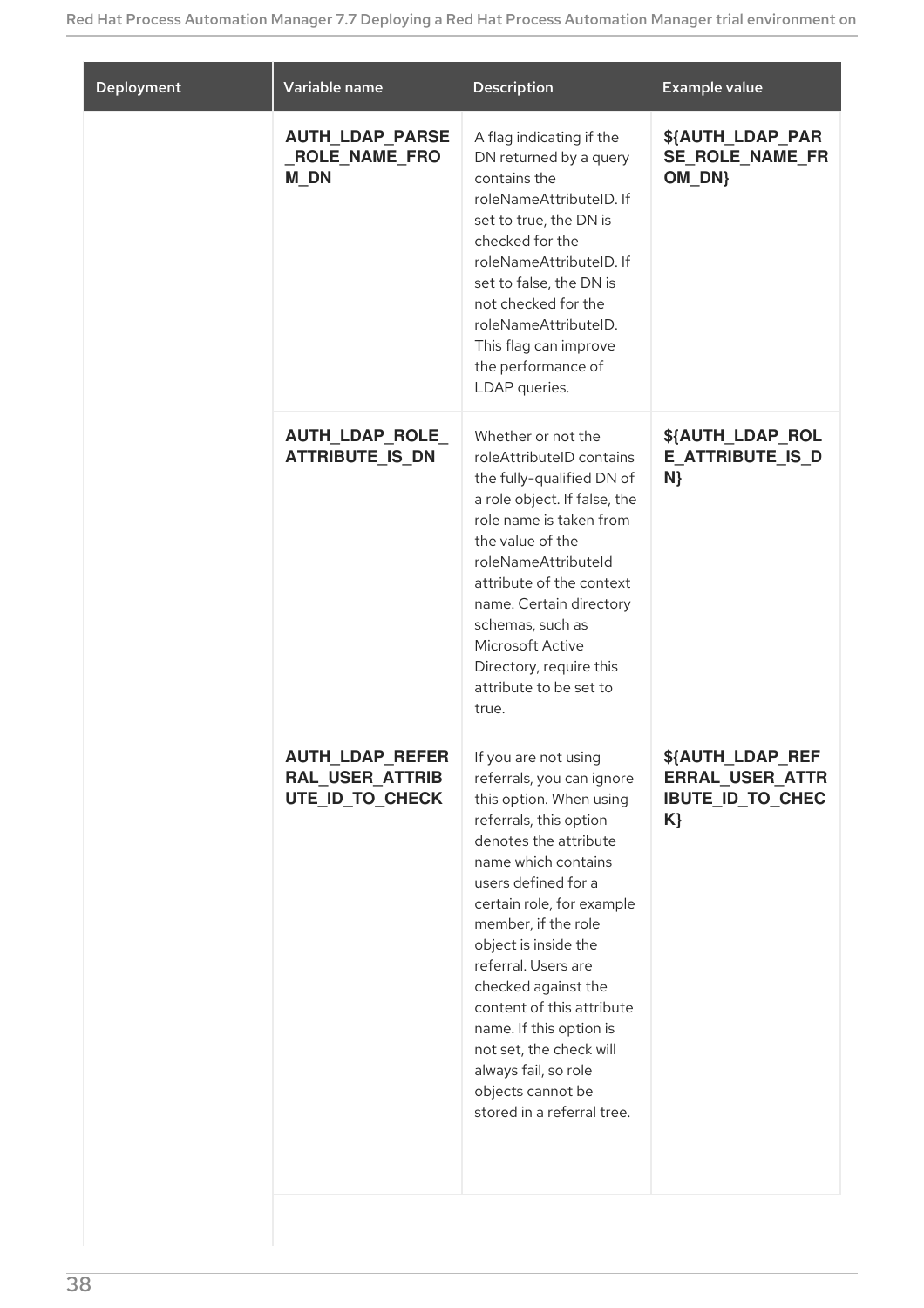| Deployment | Variable name | Description | Example value |
| --- | --- | --- | --- |
| | **AUTH_LDAP_PARSE_ROLE_NAME_FROM_DN** | A flag indicating if the DN returned by a query contains the roleNameAttributeID. If set to true, the DN is checked for the roleNameAttributeID. If set to false, the DN is not checked for the roleNameAttributeID. This flag can improve the performance of LDAP queries. | **${AUTH_LDAP_PARSE_ROLE_NAME_FROM_DN}** |
| | **AUTH_LDAP_ROLE_ATTRIBUTE_IS_DN** | Whether or not the roleAttributeID contains the fully-qualified DN of a role object. If false, the role name is taken from the value of the roleNameAttributeId attribute of the context name. Certain directory schemas, such as Microsoft Active Directory, require this attribute to be set to true. | **${AUTH_LDAP_ROLE_ATTRIBUTE_IS_DN}** |
| | **AUTH_LDAP_REFERRAL_USER_ATTRIBUTE_ID_TO_CHECK** | If you are not using referrals, you can ignore this option. When using referrals, this option denotes the attribute name which contains users defined for a certain role, for example member, if the role object is inside the referral. Users are checked against the content of this attribute name. If this option is not set, the check will always fail, so role objects cannot be stored in a referral tree. | **${AUTH_LDAP_REFERRAL_USER_ATTRIBUTE_ID_TO_CHECK}** |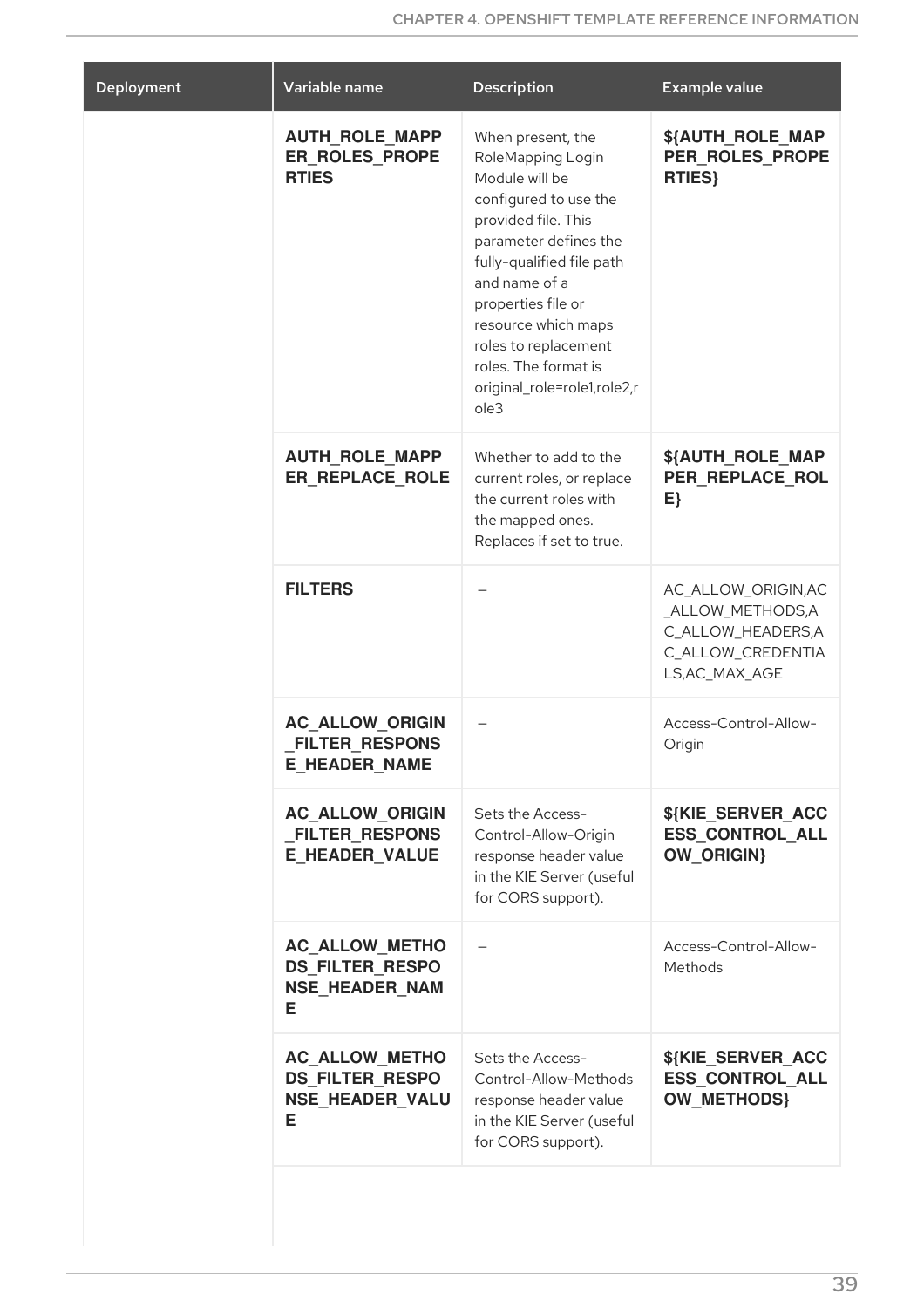| Deployment | Variable name | Description | Example value |
| --- | --- | --- | --- |
| | **AUTH_ROLE_MAPPER_ROLES_PROPERTIES** | When present, the RoleMapping Login Module will be configured to use the provided file. This parameter defines the fully-qualified file path and name of a properties file or resource which maps roles to replacement roles. The format is original_role=role1,role2,role3 | **${AUTH_ROLE_MAPPER_ROLES_PROPERTIES}** |
| | **AUTH_ROLE_MAPPER_REPLACE_ROLE** | Whether to add to the current roles, or replace the current roles with the mapped ones. Replaces if set to true. | **${AUTH_ROLE_MAPPER_REPLACE_ROLE}** |
| | **FILTERS** | – | AC_ALLOW_ORIGIN,AC_ALLOW_METHODS,AC_ALLOW_HEADERS,AC_ALLOW_CREDENTIALS,AC_MAX_AGE |
| | **AC_ALLOW_ORIGIN_FILTER_RESPONSE_HEADER_NAME** | – | Access-Control-Allow-Origin |
| | **AC_ALLOW_ORIGIN_FILTER_RESPONSE_HEADER_VALUE** | Sets the Access-Control-Allow-Origin response header value in the KIE Server (useful for CORS support). | **${KIE_SERVER_ACCESS_CONTROL_ALLOW_ORIGIN}** |
| | **AC_ALLOW_METHODS_FILTER_RESPONSE_HEADER_NAME** | – | Access-Control-Allow-Methods |
| | **AC_ALLOW_METHODS_FILTER_RESPONSE_HEADER_VALUE** | Sets the Access-Control-Allow-Methods response header value in the KIE Server (useful for CORS support). | **${KIE_SERVER_ACCESS_CONTROL_ALLOW_METHODS}** |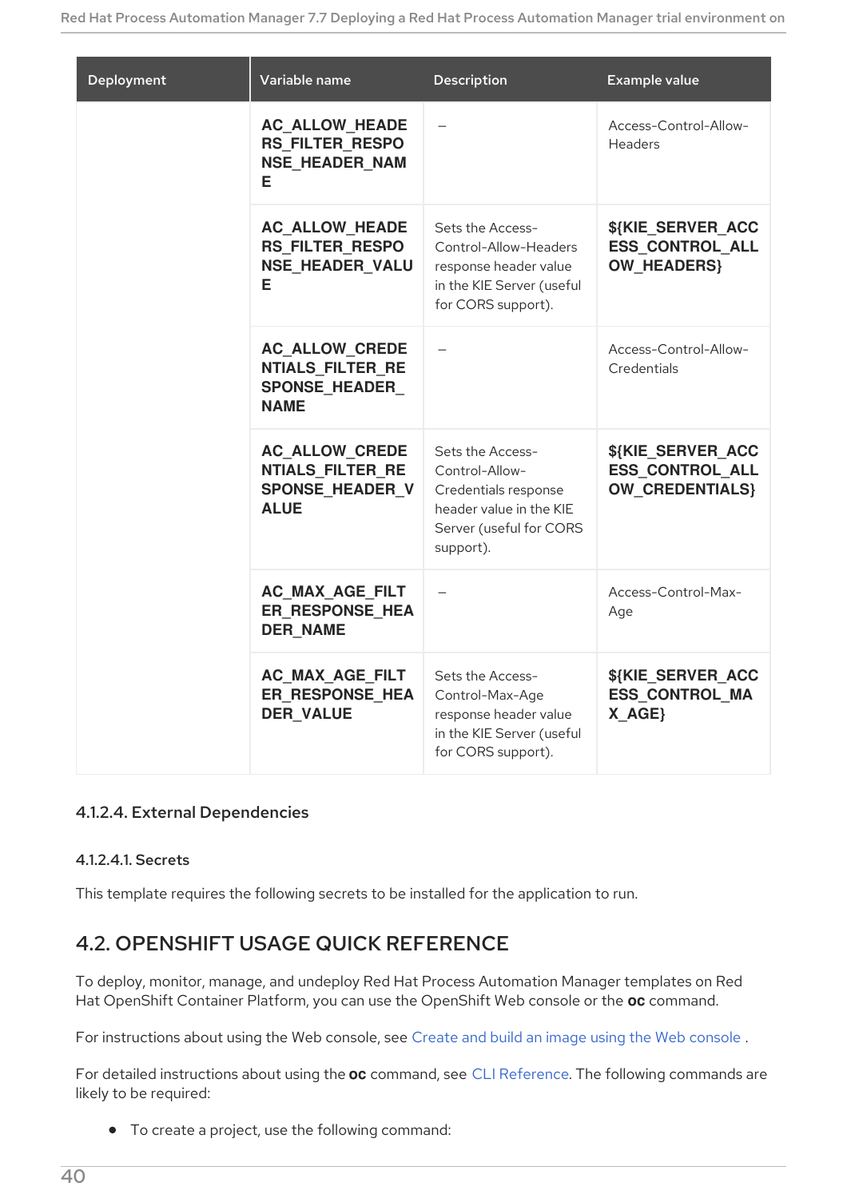| Deployment | Variable name | Description | Example value |
| --- | --- | --- | --- |
| | **AC_ALLOW_HEADERS_FILTER_RESPONSE_HEADER_NAME** | – | Access-Control-Allow-Headers |
| | **AC_ALLOW_HEADERS_FILTER_RESPONSE_HEADER_VALUE** | Sets the Access-Control-Allow-Headers response header value in the KIE Server (useful for CORS support). | **${KIE_SERVER_ACCESS_CONTROL_ALLOW_HEADERS}** |
| | **AC_ALLOW_CREDENTIALS_FILTER_RESPONSE_HEADER_NAME** | – | Access-Control-Allow-Credentials |
| | **AC_ALLOW_CREDENTIALS_FILTER_RESPONSE_HEADER_VALUE** | Sets the Access-Control-Allow-Credentials response header value in the KIE Server (useful for CORS support). | **${KIE_SERVER_ACCESS_CONTROL_ALLOW_CREDENTIALS}** |
| | **AC_MAX_AGE_FILTER_RESPONSE_HEADER_NAME** | – | Access-Control-Max-Age |
| | **AC_MAX_AGE_FILTER_RESPONSE_HEADER_VALUE** | Sets the Access-Control-Max-Age response header value in the KIE Server (useful for CORS support). | **${KIE_SERVER_ACCESS_CONTROL_MAX_AGE}** |

#### 4.1.2.4. External Dependencies

##### 4.1.2.4.1. Secrets

This template requires the following secrets to be installed for the application to run.

## 4.2. OPENSHIFT USAGE QUICK REFERENCE

To deploy, monitor, manage, and undeploy Red Hat Process Automation Manager templates on Red Hat OpenShift Container Platform, you can use the OpenShift Web console or the **oc** command.

For instructions about using the Web console, see Create and build an image using the Web console .

For detailed instructions about using the **oc** command, see CLI Reference. The following commands are likely to be required:

- To create a project, use the following command: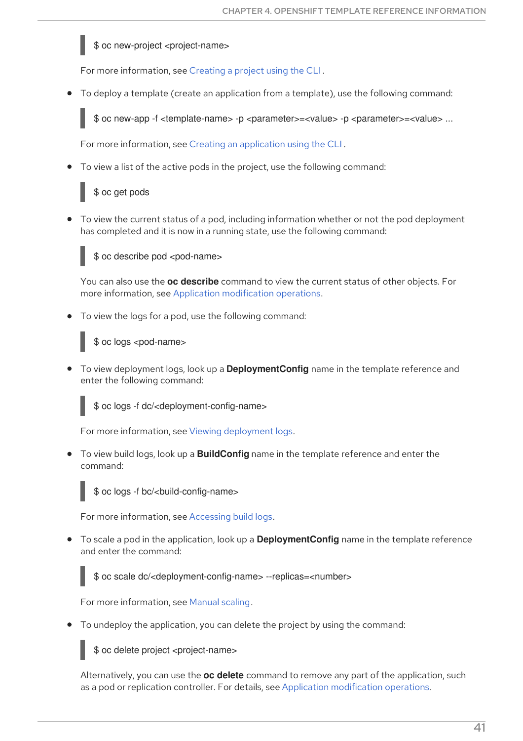```
$ oc new-project <project-name>
```

For more information, see Creating a project using the CLI.

- To deploy a template (create an application from a template), use the following command:

  ```
  $ oc new-app -f <template-name> -p <parameter>=<value> -p <parameter>=<value> ...
  ```

  For more information, see Creating an application using the CLI.

- To view a list of the active pods in the project, use the following command:

  ```
  $ oc get pods
  ```

- To view the current status of a pod, including information whether or not the pod deployment has completed and it is now in a running state, use the following command:

  ```
  $ oc describe pod <pod-name>
  ```

  You can also use the **oc describe** command to view the current status of other objects. For more information, see Application modification operations.

- To view the logs for a pod, use the following command:

  ```
  $ oc logs <pod-name>
  ```

- To view deployment logs, look up a **DeploymentConfig** name in the template reference and enter the following command:

  ```
  $ oc logs -f dc/<deployment-config-name>
  ```

  For more information, see Viewing deployment logs.

- To view build logs, look up a **BuildConfig** name in the template reference and enter the command:

  ```
  $ oc logs -f bc/<build-config-name>
  ```

  For more information, see Accessing build logs.

- To scale a pod in the application, look up a **DeploymentConfig** name in the template reference and enter the command:

  ```
  $ oc scale dc/<deployment-config-name> --replicas=<number>
  ```

  For more information, see Manual scaling.

- To undeploy the application, you can delete the project by using the command:

  ```
  $ oc delete project <project-name>
  ```

  Alternatively, you can use the **oc delete** command to remove any part of the application, such as a pod or replication controller. For details, see Application modification operations.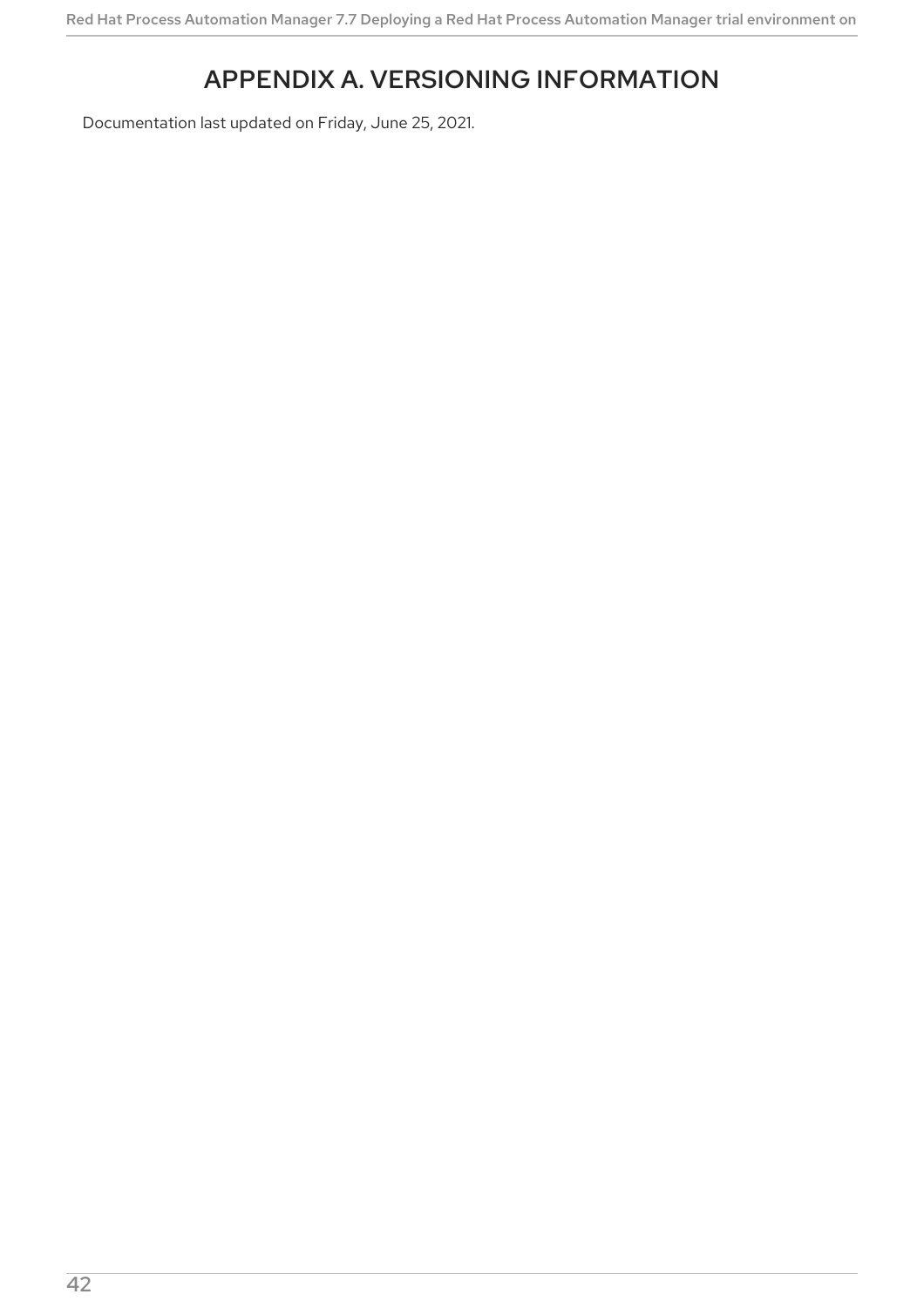# APPENDIX A. VERSIONING INFORMATION

Documentation last updated on Friday, June 25, 2021.